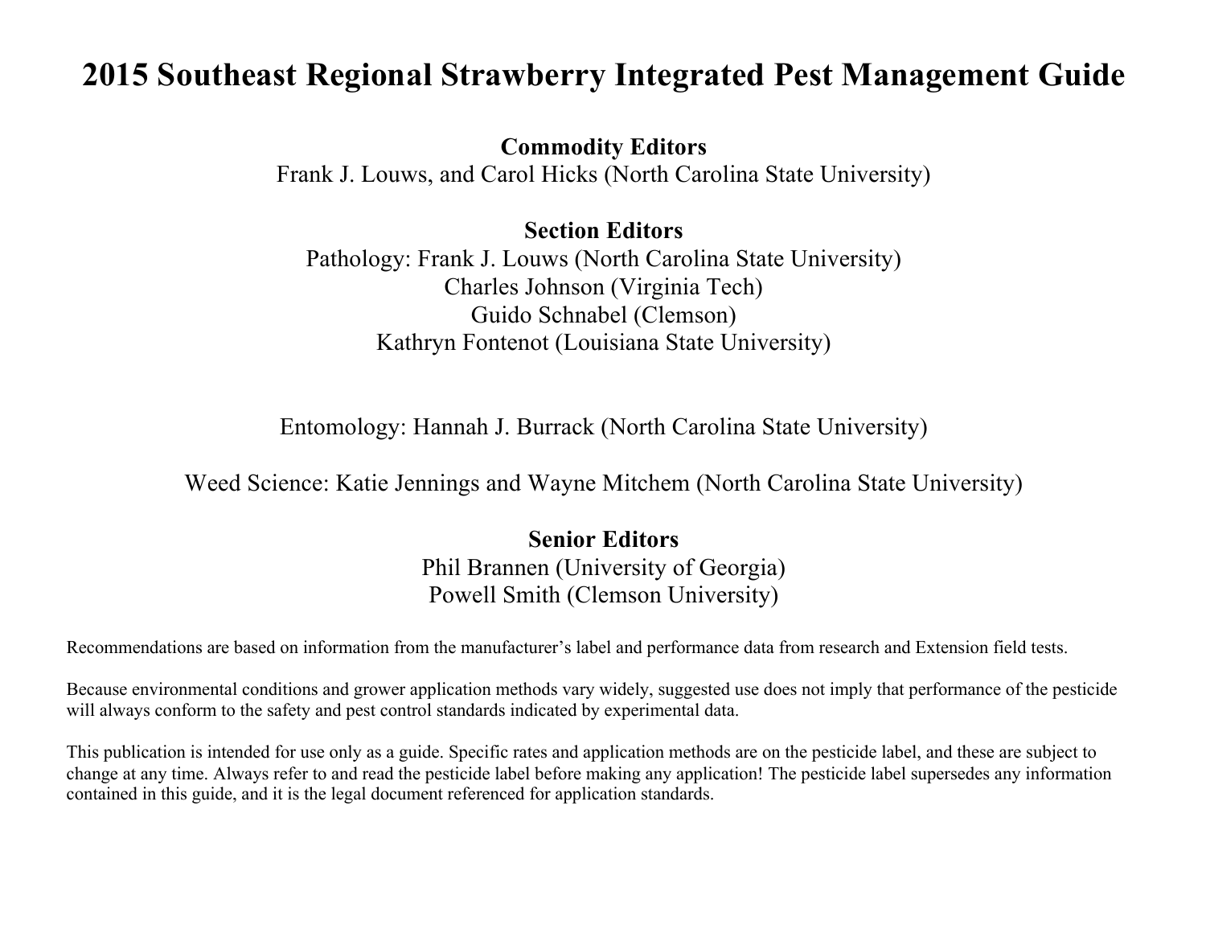# 2015 Southeast Regional Strawberry Integrated Pest Management Guide

**Commodity Editors**

Frank J. Louws, and Carol Hicks (North Carolina State University)

**Section Editors**

Pathology: Frank J. Louws (North Carolina State University)

Charles Johnson (Virginia Tech)

Guido Schnabel (Clemson)

Kathryn Fontenot (Louisiana State University)

Entomology: Hannah J. Burrack (North Carolina State University)

Weed Science: Katie Jennings and Wayne Mitchem (North Carolina State University)

**Senior Editors**

Phil Brannen (University of Georgia)

Powell Smith (Clemson University)

Recommendations are based on information from the manufacturer's label and performance data from research and Extension field tests.

Because environmental conditions and grower application methods vary widely, suggested use does not imply that performance of the pesticide will always conform to the safety and pest control standards indicated by experimental data.

This publication is intended for use only as a guide. Specific rates and application methods are on the pesticide label, and these are subject to change at any time. Always refer to and read the pesticide label before making any application! The pesticide label supersedes any information contained in this guide, and it is the legal document referenced for application standards.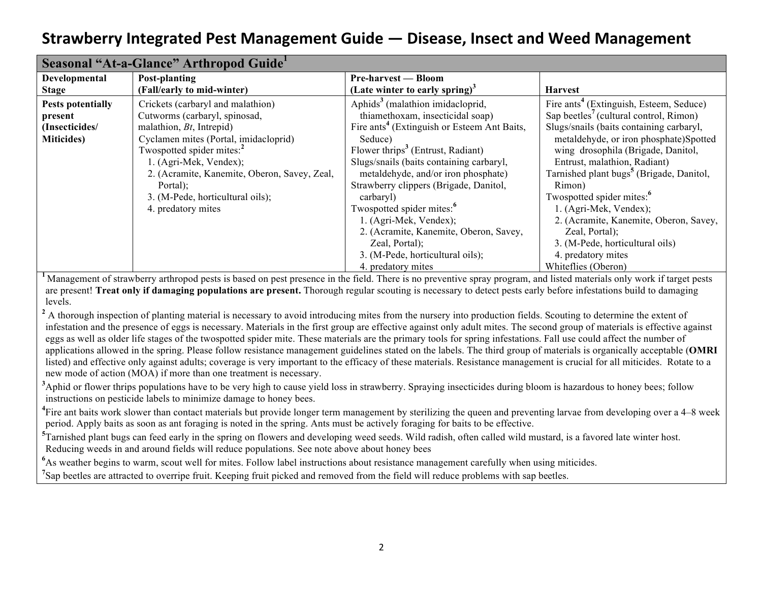# Strawberry Integrated Pest Management Guide — Disease, Insect and Weed Management

| Seasonal "At-a-Glance" Arthropod Guide[1] | | | |
|---|---|---|---|
| **Developmental Stage** | **Post-planting (Fall/early to mid-winter)** | **Pre-harvest — Bloom (Late winter to early spring)[3]** | **Harvest** |
| **Pests potentially present (Insecticides/ Miticides)** | Crickets (carbaryl and malathion)<br>Cutworms (carbaryl, spinosad, malathion, *Bt*, Intrepid)<br>Cyclamen mites (Portal, imidacloprid)<br>Twospotted spider mites:[2]<br>1. (Agri-Mek, Vendex);<br>2. (Acramite, Kanemite, Oberon, Savey, Zeal, Portal);<br>3. (M-Pede, horticultural oils);<br>4. predatory mites | Aphids[3] (malathion imidacloprid, thiamethoxam, insecticidal soap)<br>Fire ants[4] (Extinguish or Esteem Ant Baits, Seduce)<br>Flower thrips[3] (Entrust, Radiant)<br>Slugs/snails (baits containing carbaryl, metaldehyde, and/or iron phosphate)<br>Strawberry clippers (Brigade, Danitol, carbaryl)<br>Twospotted spider mites:[6]<br>1. (Agri-Mek, Vendex);<br>2. (Acramite, Kanemite, Oberon, Savey, Zeal, Portal);<br>3. (M-Pede, horticultural oils);<br>4. predatory mites | Fire ants[4] (Extinguish, Esteem, Seduce)<br>Sap beetles[7] (cultural control, Rimon)<br>Slugs/snails (baits containing carbaryl, metaldehyde, or iron phosphate)Spotted wing drosophila (Brigade, Danitol, Entrust, malathion, Radiant)<br>Tarnished plant bugs[5] (Brigade, Danitol, Rimon)<br>Twospotted spider mites:[6]<br>1. (Agri-Mek, Vendex);<br>2. (Acramite, Kanemite, Oberon, Savey, Zeal, Portal);<br>3. (M-Pede, horticultural oils)<br>4. predatory mites<br>Whiteflies (Oberon) |

[1] Management of strawberry arthropod pests is based on pest presence in the field. There is no preventive spray program, and listed materials only work if target pests are present! **Treat only if damaging populations are present.** Thorough regular scouting is necessary to detect pests early before infestations build to damaging levels.

[2] A thorough inspection of planting material is necessary to avoid introducing mites from the nursery into production fields. Scouting to determine the extent of infestation and the presence of eggs is necessary. Materials in the first group are effective against only adult mites. The second group of materials is effective against eggs as well as older life stages of the twospotted spider mite. These materials are the primary tools for spring infestations. Fall use could affect the number of applications allowed in the spring. Please follow resistance management guidelines stated on the labels. The third group of materials is organically acceptable (**OMRI** listed) and effective only against adults; coverage is very important to the efficacy of these materials. Resistance management is crucial for all miticides. Rotate to a new mode of action (MOA) if more than one treatment is necessary.

[3] Aphid or flower thrips populations have to be very high to cause yield loss in strawberry. Spraying insecticides during bloom is hazardous to honey bees; follow instructions on pesticide labels to minimize damage to honey bees.

[4] Fire ant baits work slower than contact materials but provide longer term management by sterilizing the queen and preventing larvae from developing over a 4–8 week period. Apply baits as soon as ant foraging is noted in the spring. Ants must be actively foraging for baits to be effective.

[5] Tarnished plant bugs can feed early in the spring on flowers and developing weed seeds. Wild radish, often called wild mustard, is a favored late winter host. Reducing weeds in and around fields will reduce populations. See note above about honey bees

[6] As weather begins to warm, scout well for mites. Follow label instructions about resistance management carefully when using miticides.

[7] Sap beetles are attracted to overripe fruit. Keeping fruit picked and removed from the field will reduce problems with sap beetles.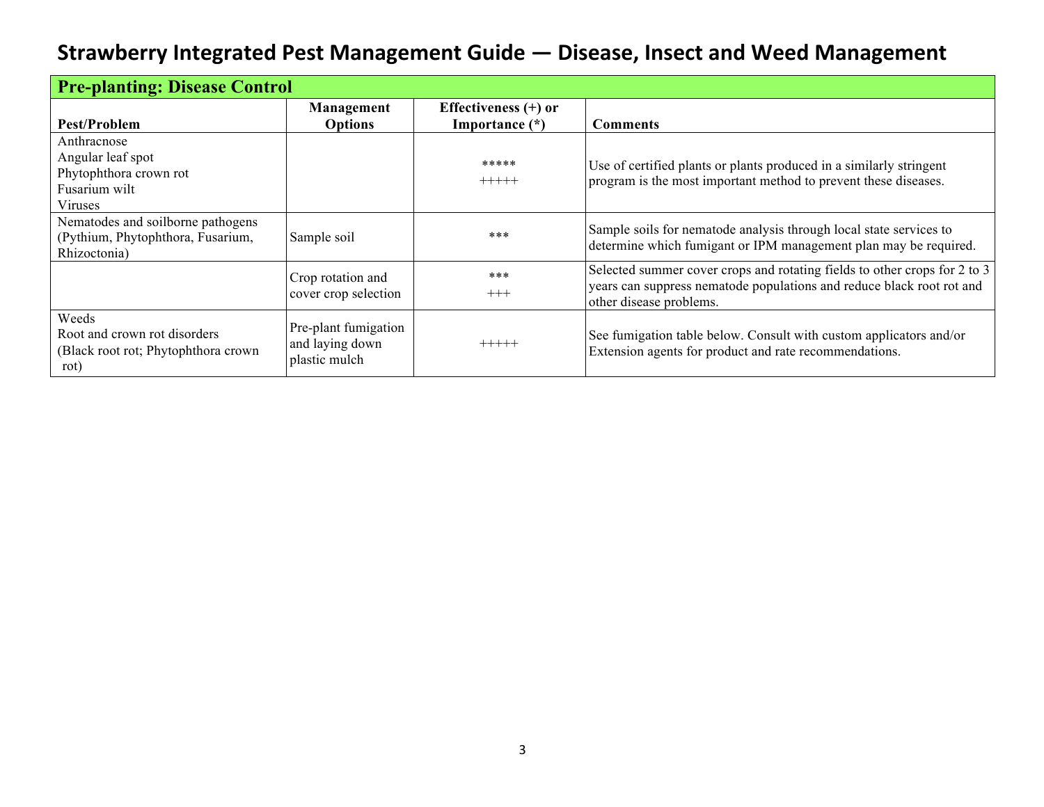# Strawberry Integrated Pest Management Guide — Disease, Insect and Weed Management

| Pre-planting: Disease Control | | | |
|---|---|---|---|
| **Pest/Problem** | **Management Options** | **Effectiveness (+) or Importance (*)** | **Comments** |
| Anthracnose<br>Angular leaf spot<br>Phytophthora crown rot<br>Fusarium wilt<br>Viruses | | *****<br>+++++ | Use of certified plants or plants produced in a similarly stringent program is the most important method to prevent these diseases. |
| Nematodes and soilborne pathogens (Pythium, Phytophthora, Fusarium, Rhizoctonia) | Sample soil | *** | Sample soils for nematode analysis through local state services to determine which fumigant or IPM management plan may be required. |
| | Crop rotation and cover crop selection | ***<br>+++ | Selected summer cover crops and rotating fields to other crops for 2 to 3 years can suppress nematode populations and reduce black root rot and other disease problems. |
| Weeds<br>Root and crown rot disorders (Black root rot; Phytophthora crown rot) | Pre-plant fumigation and laying down plastic mulch | +++++ | See fumigation table below. Consult with custom applicators and/or Extension agents for product and rate recommendations. |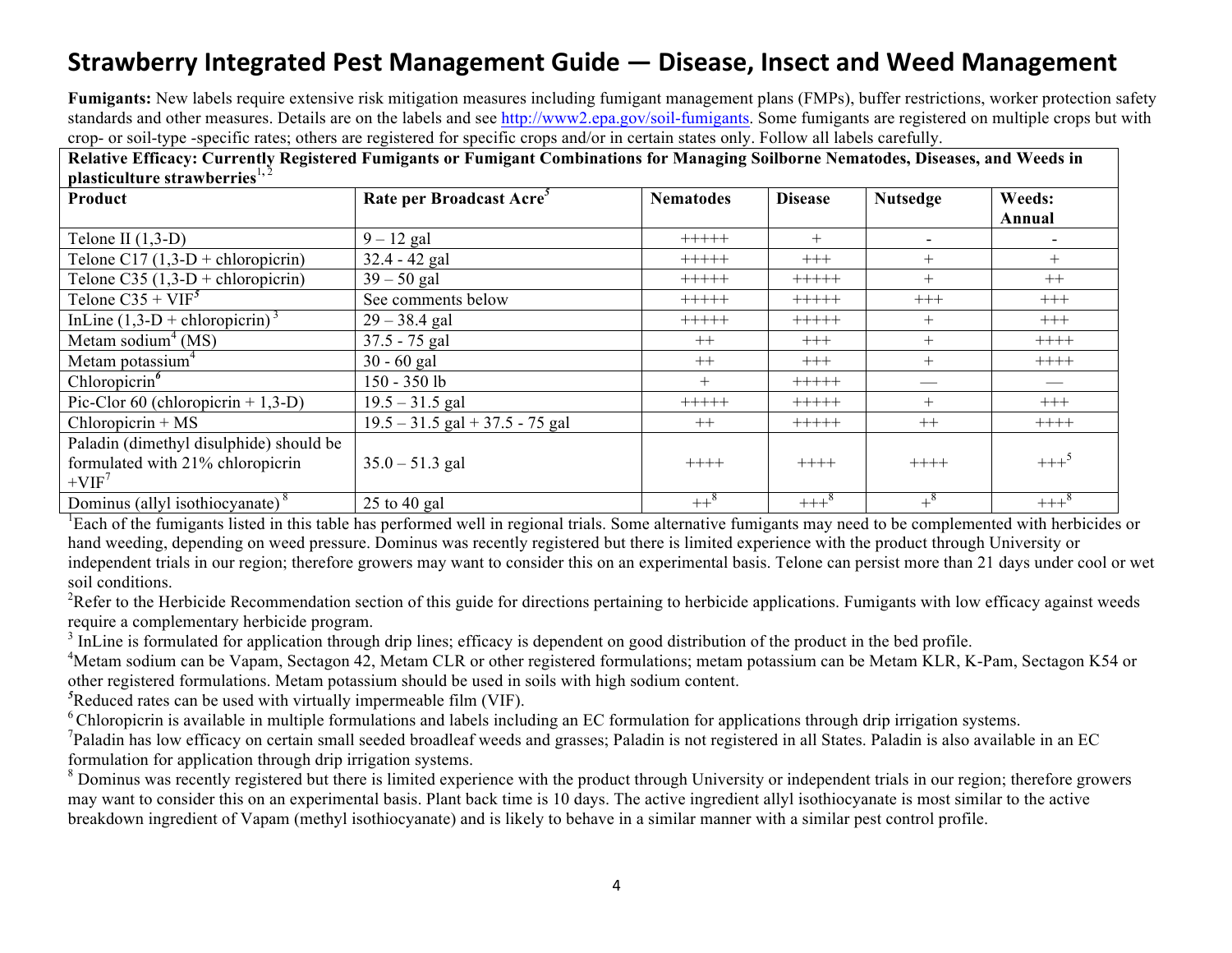# Strawberry Integrated Pest Management Guide — Disease, Insect and Weed Management

**Fumigants:** New labels require extensive risk mitigation measures including fumigant management plans (FMPs), buffer restrictions, worker protection safety standards and other measures. Details are on the labels and see http://www2.epa.gov/soil-fumigants. Some fumigants are registered on multiple crops but with crop- or soil-type -specific rates; others are registered for specific crops and/or in certain states only. Follow all labels carefully.

| **Relative Efficacy: Currently Registered Fumigants or Fumigant Combinations for Managing Soilborne Nematodes, Diseases, and Weeds in plasticulture strawberries**[1,2] | | | | | |
|---|---|---|---|---|---|
| **Product** | **Rate per Broadcast Acre**[5] | **Nematodes** | **Disease** | **Nutsedge** | **Weeds: Annual** |
| Telone II (1,3-D) | 9 – 12 gal | +++++ | + | - | - |
| Telone C17 (1,3-D + chloropicrin) | 32.4 - 42 gal | +++++ | +++ | + | + |
| Telone C35 (1,3-D + chloropicrin) | 39 – 50 gal | +++++ | +++++ | + | ++ |
| Telone C35 + VIF[5] | See comments below | +++++ | +++++ | +++ | +++ |
| InLine (1,3-D + chloropicrin)[3] | 29 – 38.4 gal | +++++ | +++++ | + | +++ |
| Metam sodium[4] (MS) | 37.5 - 75 gal | ++ | +++ | + | ++++ |
| Metam potassium[4] | 30 - 60 gal | ++ | +++ | + | ++++ |
| Chloropicrin[6] | 150 - 350 lb | + | +++++ | — | — |
| Pic-Clor 60 (chloropicrin + 1,3-D) | 19.5 – 31.5 gal | +++++ | +++++ | + | +++ |
| Chloropicrin + MS | 19.5 – 31.5 gal + 37.5 - 75 gal | ++ | +++++ | ++ | ++++ |
| Paladin (dimethyl disulphide) should be formulated with 21% chloropicrin +VIF[7] | 35.0 – 51.3 gal | ++++ | ++++ | ++++ | +++[5] |
| Dominus (allyl isothiocyanate)[8] | 25 to 40 gal | ++[8] | +++[8] | +[8] | +++[8] |

[1]Each of the fumigants listed in this table has performed well in regional trials. Some alternative fumigants may need to be complemented with herbicides or hand weeding, depending on weed pressure. Dominus was recently registered but there is limited experience with the product through University or independent trials in our region; therefore growers may want to consider this on an experimental basis. Telone can persist more than 21 days under cool or wet soil conditions.

[2]Refer to the Herbicide Recommendation section of this guide for directions pertaining to herbicide applications. Fumigants with low efficacy against weeds require a complementary herbicide program.

[3] InLine is formulated for application through drip lines; efficacy is dependent on good distribution of the product in the bed profile.

[4]Metam sodium can be Vapam, Sectagon 42, Metam CLR or other registered formulations; metam potassium can be Metam KLR, K-Pam, Sectagon K54 or other registered formulations. Metam potassium should be used in soils with high sodium content.

[5]Reduced rates can be used with virtually impermeable film (VIF).

[6] Chloropicrin is available in multiple formulations and labels including an EC formulation for applications through drip irrigation systems.

[7]Paladin has low efficacy on certain small seeded broadleaf weeds and grasses; Paladin is not registered in all States. Paladin is also available in an EC formulation for application through drip irrigation systems.

[8] Dominus was recently registered but there is limited experience with the product through University or independent trials in our region; therefore growers may want to consider this on an experimental basis. Plant back time is 10 days. The active ingredient allyl isothiocyanate is most similar to the active breakdown ingredient of Vapam (methyl isothiocyanate) and is likely to behave in a similar manner with a similar pest control profile.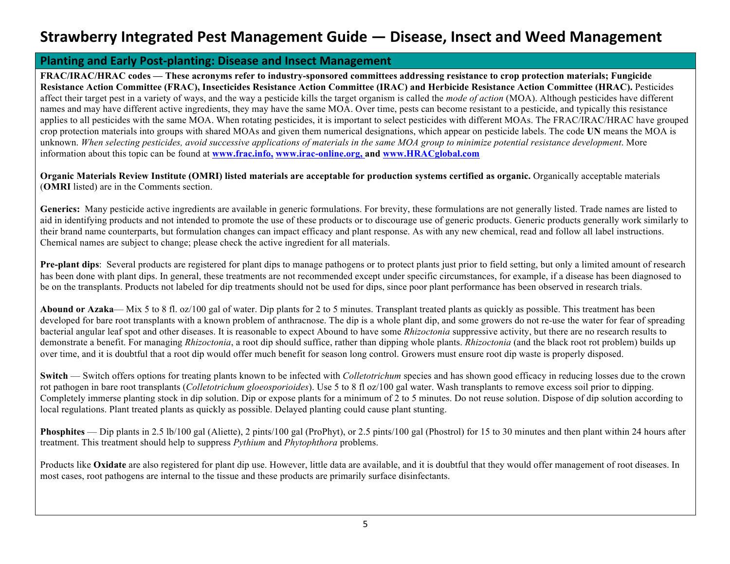# Strawberry Integrated Pest Management Guide — Disease, Insect and Weed Management

## Planting and Early Post-planting: Disease and Insect Management

**FRAC/IRAC/HRAC codes — These acronyms refer to industry-sponsored committees addressing resistance to crop protection materials; Fungicide Resistance Action Committee (FRAC), Insecticides Resistance Action Committee (IRAC) and Herbicide Resistance Action Committee (HRAC).** Pesticides affect their target pest in a variety of ways, and the way a pesticide kills the target organism is called the *mode of action* (MOA). Although pesticides have different names and may have different active ingredients, they may have the same MOA. Over time, pests can become resistant to a pesticide, and typically this resistance applies to all pesticides with the same MOA. When rotating pesticides, it is important to select pesticides with different MOAs. The FRAC/IRAC/HRAC have grouped crop protection materials into groups with shared MOAs and given them numerical designations, which appear on pesticide labels. The code **UN** means the MOA is unknown. *When selecting pesticides, avoid successive applications of materials in the same MOA group to minimize potential resistance development*. More information about this topic can be found at **www.frac.info, www.irac-online.org, and www.HRACglobal.com**

**Organic Materials Review Institute (OMRI) listed materials are acceptable for production systems certified as organic.** Organically acceptable materials (**OMRI** listed) are in the Comments section.

**Generics:** Many pesticide active ingredients are available in generic formulations. For brevity, these formulations are not generally listed. Trade names are listed to aid in identifying products and not intended to promote the use of these products or to discourage use of generic products. Generic products generally work similarly to their brand name counterparts, but formulation changes can impact efficacy and plant response. As with any new chemical, read and follow all label instructions. Chemical names are subject to change; please check the active ingredient for all materials.

**Pre-plant dips**: Several products are registered for plant dips to manage pathogens or to protect plants just prior to field setting, but only a limited amount of research has been done with plant dips. In general, these treatments are not recommended except under specific circumstances, for example, if a disease has been diagnosed to be on the transplants. Products not labeled for dip treatments should not be used for dips, since poor plant performance has been observed in research trials.

**Abound or Azaka**— Mix 5 to 8 fl. oz/100 gal of water. Dip plants for 2 to 5 minutes. Transplant treated plants as quickly as possible. This treatment has been developed for bare root transplants with a known problem of anthracnose. The dip is a whole plant dip, and some growers do not re-use the water for fear of spreading bacterial angular leaf spot and other diseases. It is reasonable to expect Abound to have some *Rhizoctonia* suppressive activity, but there are no research results to demonstrate a benefit. For managing *Rhizoctonia*, a root dip should suffice, rather than dipping whole plants. *Rhizoctonia* (and the black root rot problem) builds up over time, and it is doubtful that a root dip would offer much benefit for season long control. Growers must ensure root dip waste is properly disposed.

**Switch** — Switch offers options for treating plants known to be infected with *Colletotrichum* species and has shown good efficacy in reducing losses due to the crown rot pathogen in bare root transplants (*Colletotrichum gloeosporioides*). Use 5 to 8 fl oz/100 gal water. Wash transplants to remove excess soil prior to dipping. Completely immerse planting stock in dip solution. Dip or expose plants for a minimum of 2 to 5 minutes. Do not reuse solution. Dispose of dip solution according to local regulations. Plant treated plants as quickly as possible. Delayed planting could cause plant stunting.

**Phosphites** — Dip plants in 2.5 lb/100 gal (Aliette), 2 pints/100 gal (ProPhyt), or 2.5 pints/100 gal (Phostrol) for 15 to 30 minutes and then plant within 24 hours after treatment. This treatment should help to suppress *Pythium* and *Phytophthora* problems.

Products like **Oxidate** are also registered for plant dip use. However, little data are available, and it is doubtful that they would offer management of root diseases. In most cases, root pathogens are internal to the tissue and these products are primarily surface disinfectants.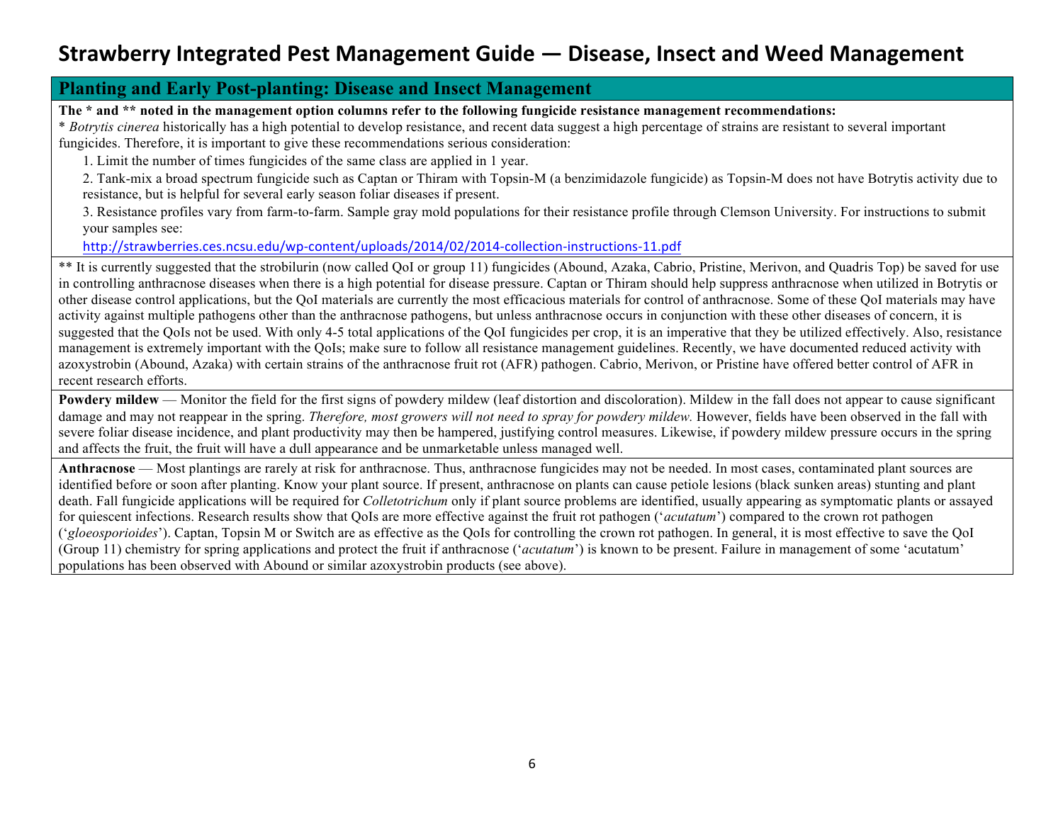# Strawberry Integrated Pest Management Guide — Disease, Insect and Weed Management

## Planting and Early Post-planting: Disease and Insect Management

**The * and ** noted in the management option columns refer to the following fungicide resistance management recommendations:**

* *Botrytis cinerea* historically has a high potential to develop resistance, and recent data suggest a high percentage of strains are resistant to several important fungicides. Therefore, it is important to give these recommendations serious consideration:

1. Limit the number of times fungicides of the same class are applied in 1 year.
2. Tank-mix a broad spectrum fungicide such as Captan or Thiram with Topsin-M (a benzimidazole fungicide) as Topsin-M does not have Botrytis activity due to resistance, but is helpful for several early season foliar diseases if present.
3. Resistance profiles vary from farm-to-farm. Sample gray mold populations for their resistance profile through Clemson University. For instructions to submit your samples see: http://strawberries.ces.ncsu.edu/wp-content/uploads/2014/02/2014-collection-instructions-11.pdf

** It is currently suggested that the strobilurin (now called QoI or group 11) fungicides (Abound, Azaka, Cabrio, Pristine, Merivon, and Quadris Top) be saved for use in controlling anthracnose diseases when there is a high potential for disease pressure. Captan or Thiram should help suppress anthracnose when utilized in Botrytis or other disease control applications, but the QoI materials are currently the most efficacious materials for control of anthracnose. Some of these QoI materials may have activity against multiple pathogens other than the anthracnose pathogens, but unless anthracnose occurs in conjunction with these other diseases of concern, it is suggested that the QoIs not be used. With only 4-5 total applications of the QoI fungicides per crop, it is an imperative that they be utilized effectively. Also, resistance management is extremely important with the QoIs; make sure to follow all resistance management guidelines. Recently, we have documented reduced activity with azoxystrobin (Abound, Azaka) with certain strains of the anthracnose fruit rot (AFR) pathogen. Cabrio, Merivon, or Pristine have offered better control of AFR in recent research efforts.

**Powdery mildew** — Monitor the field for the first signs of powdery mildew (leaf distortion and discoloration). Mildew in the fall does not appear to cause significant damage and may not reappear in the spring. *Therefore, most growers will not need to spray for powdery mildew.* However, fields have been observed in the fall with severe foliar disease incidence, and plant productivity may then be hampered, justifying control measures. Likewise, if powdery mildew pressure occurs in the spring and affects the fruit, the fruit will have a dull appearance and be unmarketable unless managed well.

**Anthracnose** — Most plantings are rarely at risk for anthracnose. Thus, anthracnose fungicides may not be needed. In most cases, contaminated plant sources are identified before or soon after planting. Know your plant source. If present, anthracnose on plants can cause petiole lesions (black sunken areas) stunting and plant death. Fall fungicide applications will be required for *Colletotrichum* only if plant source problems are identified, usually appearing as symptomatic plants or assayed for quiescent infections. Research results show that QoIs are more effective against the fruit rot pathogen ('*acutatum*') compared to the crown rot pathogen ('*gloeosporioides*'). Captan, Topsin M or Switch are as effective as the QoIs for controlling the crown rot pathogen. In general, it is most effective to save the QoI (Group 11) chemistry for spring applications and protect the fruit if anthracnose ('*acutatum*') is known to be present. Failure in management of some 'acutatum' populations has been observed with Abound or similar azoxystrobin products (see above).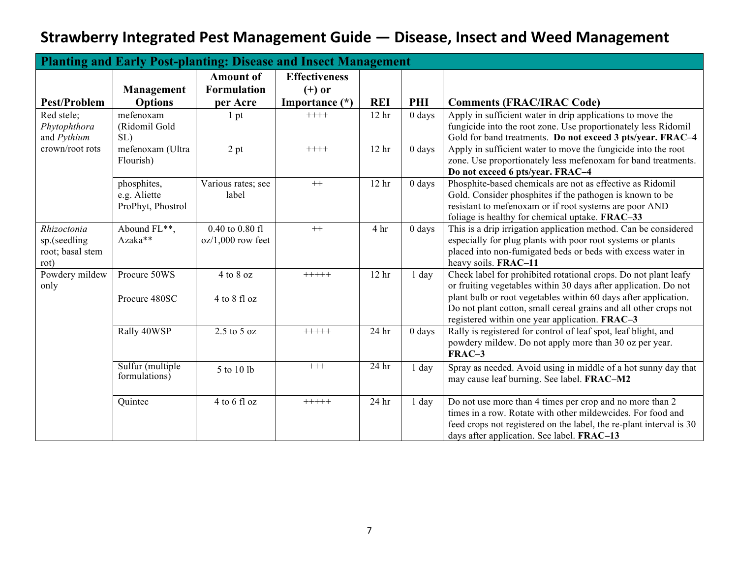# Strawberry Integrated Pest Management Guide — Disease, Insect and Weed Management

| Planting and Early Post-planting: Disease and Insect Management | | | | | | |
|---|---|---|---|---|---|---|
| **Pest/Problem** | **Management Options** | **Amount of Formulation per Acre** | **Effectiveness (+) or Importance (*)** | **REI** | **PHI** | **Comments (FRAC/IRAC Code)** |
| Red stele; *Phytophthora* and *Pythium* crown/root rots | mefenoxam (Ridomil Gold SL) | 1 pt | ++++ | 12 hr | 0 days | Apply in sufficient water in drip applications to move the fungicide into the root zone. Use proportionately less Ridomil Gold for band treatments. **Do not exceed 3 pts/year. FRAC–4** |
| | mefenoxam (Ultra Flourish) | 2 pt | ++++ | 12 hr | 0 days | Apply in sufficient water to move the fungicide into the root zone. Use proportionately less mefenoxam for band treatments. **Do not exceed 6 pts/year. FRAC–4** |
| | phosphites, e.g. Aliette ProPhyt, Phostrol | Various rates; see label | ++ | 12 hr | 0 days | Phosphite-based chemicals are not as effective as Ridomil Gold. Consider phosphites if the pathogen is known to be resistant to mefenoxam or if root systems are poor AND foliage is healthy for chemical uptake. **FRAC–33** |
| *Rhizoctonia* sp.(seedling root; basal stem rot) | Abound FL**, Azaka** | 0.40 to 0.80 fl oz/1,000 row feet | ++ | 4 hr | 0 days | This is a drip irrigation application method. Can be considered especially for plug plants with poor root systems or plants placed into non-fumigated beds or beds with excess water in heavy soils. **FRAC–11** |
| Powdery mildew only | Procure 50WS<br><br>Procure 480SC | 4 to 8 oz<br><br>4 to 8 fl oz | +++++ | 12 hr | 1 day | Check label for prohibited rotational crops. Do not plant leafy or fruiting vegetables within 30 days after application. Do not plant bulb or root vegetables within 60 days after application. Do not plant cotton, small cereal grains and all other crops not registered within one year application. **FRAC–3** |
| | Rally 40WSP | 2.5 to 5 oz | +++++ | 24 hr | 0 days | Rally is registered for control of leaf spot, leaf blight, and powdery mildew. Do not apply more than 30 oz per year. **FRAC–3** |
| | Sulfur (multiple formulations) | 5 to 10 lb | +++ | 24 hr | 1 day | Spray as needed. Avoid using in middle of a hot sunny day that may cause leaf burning. See label. **FRAC–M2** |
| | Quintec | 4 to 6 fl oz | +++++ | 24 hr | 1 day | Do not use more than 4 times per crop and no more than 2 times in a row. Rotate with other mildewcides. For food and feed crops not registered on the label, the re-plant interval is 30 days after application. See label. **FRAC–13** |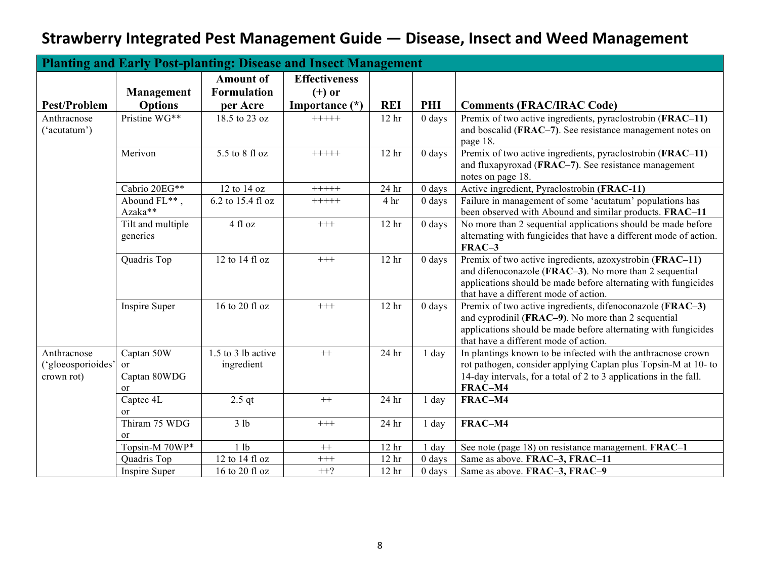# Strawberry Integrated Pest Management Guide — Disease, Insect and Weed Management

| Planting and Early Post-planting: Disease and Insect Management | | | | | | |
|---|---|---|---|---|---|---|
| **Pest/Problem** | **Management Options** | **Amount of Formulation per Acre** | **Effectiveness (+) or Importance (*)** | **REI** | **PHI** | **Comments (FRAC/IRAC Code)** |
| Anthracnose ('acutatum') | Pristine WG** | 18.5 to 23 oz | +++++ | 12 hr | 0 days | Premix of two active ingredients, pyraclostrobin (**FRAC–11)** and boscalid (**FRAC–7)**. See resistance management notes on page 18. |
| | Merivon | 5.5 to 8 fl oz | +++++ | 12 hr | 0 days | Premix of two active ingredients, pyraclostrobin (**FRAC–11)** and fluxapyroxad (**FRAC–7)**. See resistance management notes on page 18. |
| | Cabrio 20EG** | 12 to 14 oz | +++++ | 24 hr | 0 days | Active ingredient, Pyraclostrobin **(FRAC-11)** |
| | Abound FL** , Azaka** | 6.2 to 15.4 fl oz | +++++ | 4 hr | 0 days | Failure in management of some 'acutatum' populations has been observed with Abound and similar products. **FRAC–11** |
| | Tilt and multiple generics | 4 fl oz | +++ | 12 hr | 0 days | No more than 2 sequential applications should be made before alternating with fungicides that have a different mode of action. **FRAC–3** |
| | Quadris Top | 12 to 14 fl oz | +++ | 12 hr | 0 days | Premix of two active ingredients, azoxystrobin (**FRAC–11)** and difenoconazole (**FRAC–3)**. No more than 2 sequential applications should be made before alternating with fungicides that have a different mode of action. |
| | Inspire Super | 16 to 20 fl oz | +++ | 12 hr | 0 days | Premix of two active ingredients, difenoconazole (**FRAC–3)** and cyprodinil (**FRAC–9)**. No more than 2 sequential applications should be made before alternating with fungicides that have a different mode of action. |
| Anthracnose ('gloeosporioides' crown rot) | Captan 50W or Captan 80WDG or | 1.5 to 3 lb active ingredient | ++ | 24 hr | 1 day | In plantings known to be infected with the anthracnose crown rot pathogen, consider applying Captan plus Topsin-M at 10- to 14-day intervals, for a total of 2 to 3 applications in the fall. **FRAC–M4** |
| | Captec 4L or | 2.5 qt | ++ | 24 hr | 1 day | **FRAC–M4** |
| | Thiram 75 WDG or | 3 lb | +++ | 24 hr | 1 day | **FRAC–M4** |
| | Topsin-M 70WP* | 1 lb | ++ | 12 hr | 1 day | See note (page 18) on resistance management. **FRAC–1** |
| | Quadris Top | 12 to 14 fl oz | +++ | 12 hr | 0 days | Same as above. **FRAC–3, FRAC–11** |
| | Inspire Super | 16 to 20 fl oz | ++? | 12 hr | 0 days | Same as above. **FRAC–3, FRAC–9** |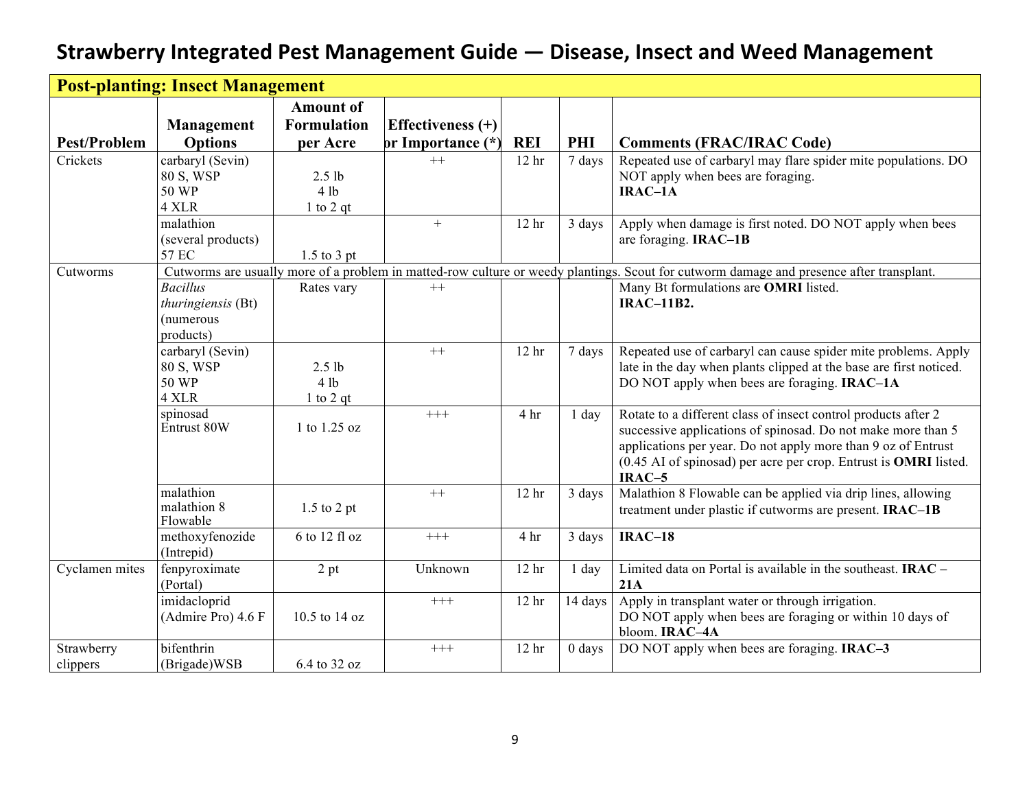# Strawberry Integrated Pest Management Guide — Disease, Insect and Weed Management

| **Post-planting: Insect Management** | | | | | | |
|---|---|---|---|---|---|---|
| **Pest/Problem** | **Management Options** | **Amount of Formulation per Acre** | **Effectiveness (+) or Importance (*)** | **REI** | **PHI** | **Comments (FRAC/IRAC Code)** |
| Crickets | carbaryl (Sevin)<br>80 S, WSP<br>50 WP<br>4 XLR | <br>2.5 lb<br>4 lb<br>1 to 2 qt | ++ | 12 hr | 7 days | Repeated use of carbaryl may flare spider mite populations. DO NOT apply when bees are foraging.<br>**IRAC–1A** |
| | malathion<br>(several products)<br>57 EC | <br><br>1.5 to 3 pt | + | 12 hr | 3 days | Apply when damage is first noted. DO NOT apply when bees are foraging. **IRAC–1B** |
| Cutworms | Cutworms are usually more of a problem in matted-row culture or weedy plantings. Scout for cutworm damage and presence after transplant. | | | | | |
| | *Bacillus thuringiensis* (Bt) (numerous products) | Rates vary | ++ | | | Many Bt formulations are **OMRI** listed.<br>**IRAC–11B2.** |
| | carbaryl (Sevin)<br>80 S, WSP<br>50 WP<br>4 XLR | <br>2.5 lb<br>4 lb<br>1 to 2 qt | ++ | 12 hr | 7 days | Repeated use of carbaryl can cause spider mite problems. Apply late in the day when plants clipped at the base are first noticed. DO NOT apply when bees are foraging. **IRAC–1A** |
| | spinosad<br>Entrust 80W | 1 to 1.25 oz | +++ | 4 hr | 1 day | Rotate to a different class of insect control products after 2 successive applications of spinosad. Do not make more than 5 applications per year. Do not apply more than 9 oz of Entrust (0.45 AI of spinosad) per acre per crop. Entrust is **OMRI** listed. **IRAC–5** |
| | malathion<br>malathion 8 Flowable | 1.5 to 2 pt | ++ | 12 hr | 3 days | Malathion 8 Flowable can be applied via drip lines, allowing treatment under plastic if cutworms are present. **IRAC–1B** |
| | methoxyfenozide (Intrepid) | 6 to 12 fl oz | +++ | 4 hr | 3 days | **IRAC–18** |
| Cyclamen mites | fenpyroximate (Portal) | 2 pt | Unknown | 12 hr | 1 day | Limited data on Portal is available in the southeast. **IRAC – 21A** |
| | imidacloprid (Admire Pro) 4.6 F | 10.5 to 14 oz | +++ | 12 hr | 14 days | Apply in transplant water or through irrigation.<br>DO NOT apply when bees are foraging or within 10 days of bloom. **IRAC–4A** |
| Strawberry clippers | bifenthrin (Brigade)WSB | 6.4 to 32 oz | +++ | 12 hr | 0 days | DO NOT apply when bees are foraging. **IRAC–3** |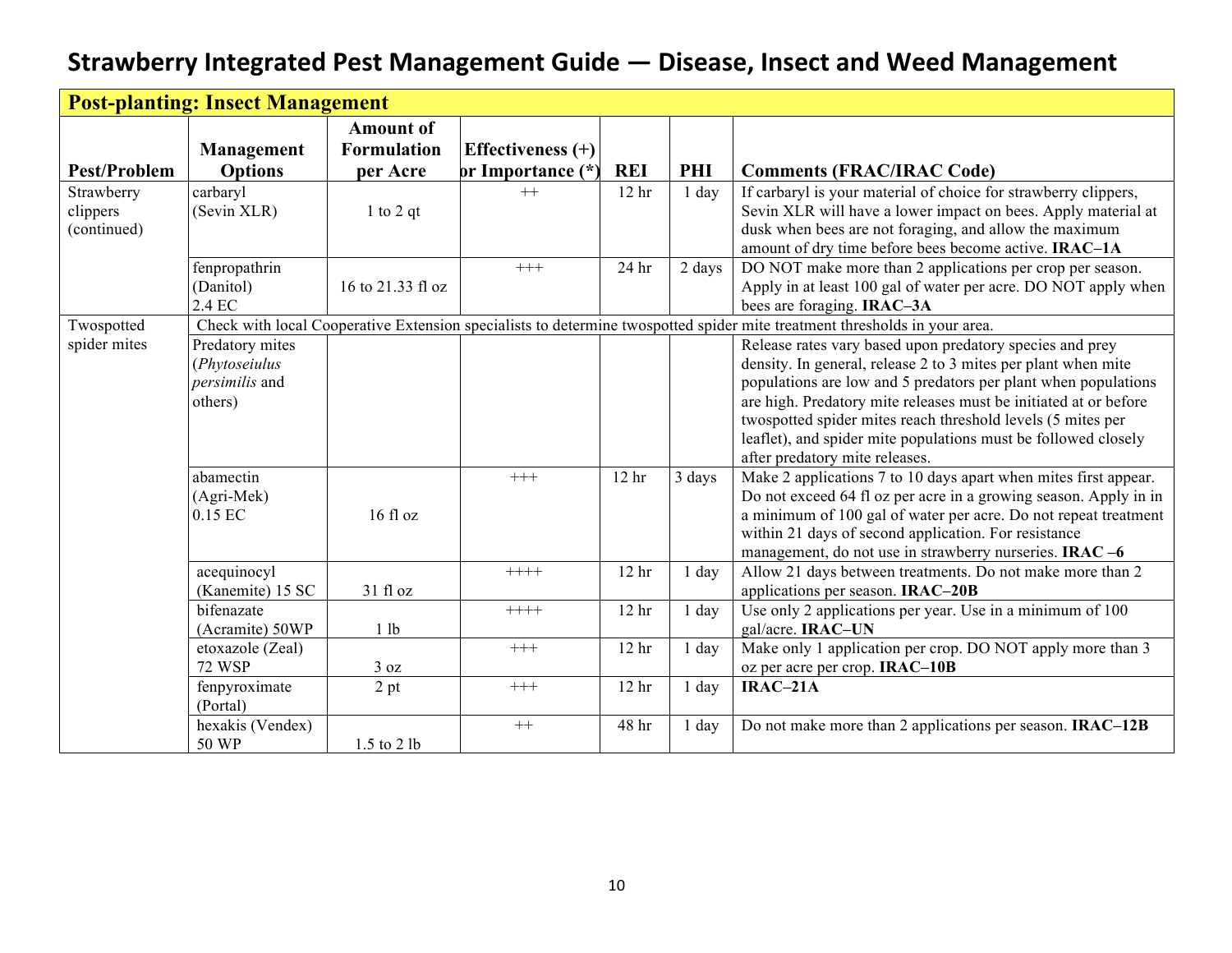# Strawberry Integrated Pest Management Guide — Disease, Insect and Weed Management

| Post-planting: Insect Management | | | | | | |
|---|---|---|---|---|---|---|
| **Pest/Problem** | **Management Options** | **Amount of Formulation per Acre** | **Effectiveness (+) or Importance (*)** | **REI** | **PHI** | **Comments (FRAC/IRAC Code)** |
| Strawberry clippers (continued) | carbaryl (Sevin XLR) | 1 to 2 qt | ++ | 12 hr | 1 day | If carbaryl is your material of choice for strawberry clippers, Sevin XLR will have a lower impact on bees. Apply material at dusk when bees are not foraging, and allow the maximum amount of dry time before bees become active. **IRAC–1A** |
| | fenpropathrin (Danitol) 2.4 EC | 16 to 21.33 fl oz | +++ | 24 hr | 2 days | DO NOT make more than 2 applications per crop per season. Apply in at least 100 gal of water per acre. DO NOT apply when bees are foraging. **IRAC–3A** |
| Twospotted spider mites | Check with local Cooperative Extension specialists to determine twospotted spider mite treatment thresholds in your area. | | | | | |
| | Predatory mites (*Phytoseiulus persimilis* and others) | | | | | Release rates vary based upon predatory species and prey density. In general, release 2 to 3 mites per plant when mite populations are low and 5 predators per plant when populations are high. Predatory mite releases must be initiated at or before twospotted spider mites reach threshold levels (5 mites per leaflet), and spider mite populations must be followed closely after predatory mite releases. |
| | abamectin (Agri-Mek) 0.15 EC | 16 fl oz | +++ | 12 hr | 3 days | Make 2 applications 7 to 10 days apart when mites first appear. Do not exceed 64 fl oz per acre in a growing season. Apply in in a minimum of 100 gal of water per acre. Do not repeat treatment within 21 days of second application. For resistance management, do not use in strawberry nurseries. **IRAC –6** |
| | acequinocyl (Kanemite) 15 SC | 31 fl oz | ++++ | 12 hr | 1 day | Allow 21 days between treatments. Do not make more than 2 applications per season. **IRAC–20B** |
| | bifenazate (Acramite) 50WP | 1 lb | ++++ | 12 hr | 1 day | Use only 2 applications per year. Use in a minimum of 100 gal/acre. **IRAC–UN** |
| | etoxazole (Zeal) 72 WSP | 3 oz | +++ | 12 hr | 1 day | Make only 1 application per crop. DO NOT apply more than 3 oz per acre per crop. **IRAC–10B** |
| | fenpyroximate (Portal) | 2 pt | +++ | 12 hr | 1 day | **IRAC–21A** |
| | hexakis (Vendex) 50 WP | 1.5 to 2 lb | ++ | 48 hr | 1 day | Do not make more than 2 applications per season. **IRAC–12B** |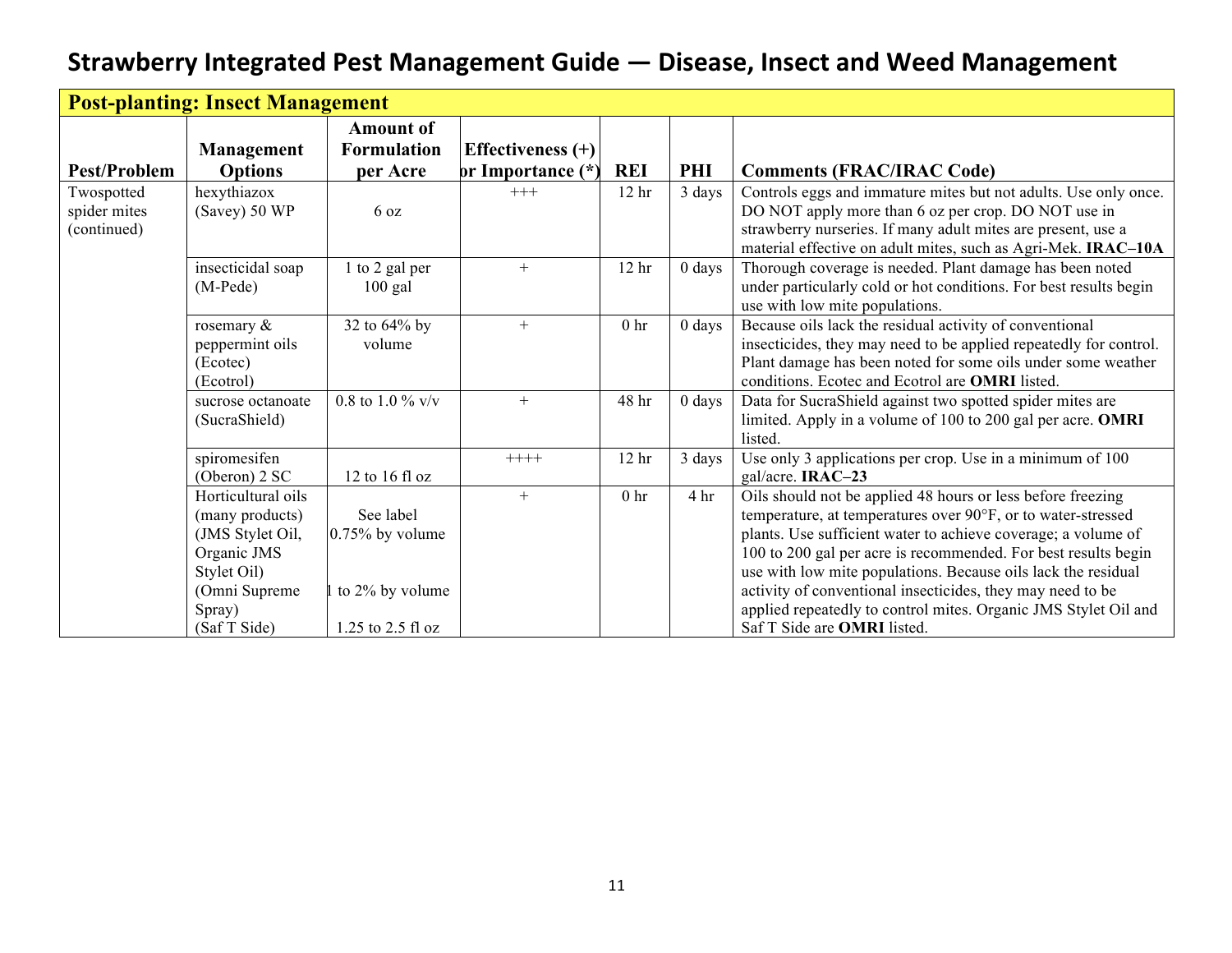# Strawberry Integrated Pest Management Guide — Disease, Insect and Weed Management

| Post-planting: Insect Management | | | | | | |
|---|---|---|---|---|---|---|
| **Pest/Problem** | **Management Options** | **Amount of Formulation per Acre** | **Effectiveness (+) or Importance (*)** | **REI** | **PHI** | **Comments (FRAC/IRAC Code)** |
| Twospotted spider mites (continued) | hexythiazox (Savey) 50 WP | 6 oz | +++ | 12 hr | 3 days | Controls eggs and immature mites but not adults. Use only once. DO NOT apply more than 6 oz per crop. DO NOT use in strawberry nurseries. If many adult mites are present, use a material effective on adult mites, such as Agri-Mek. **IRAC–10A** |
| | insecticidal soap (M-Pede) | 1 to 2 gal per 100 gal | + | 12 hr | 0 days | Thorough coverage is needed. Plant damage has been noted under particularly cold or hot conditions. For best results begin use with low mite populations. |
| | rosemary & peppermint oils (Ecotec) (Ecotrol) | 32 to 64% by volume | + | 0 hr | 0 days | Because oils lack the residual activity of conventional insecticides, they may need to be applied repeatedly for control. Plant damage has been noted for some oils under some weather conditions. Ecotec and Ecotrol are **OMRI** listed. |
| | sucrose octanoate (SucraShield) | 0.8 to 1.0 % v/v | + | 48 hr | 0 days | Data for SucraShield against two spotted spider mites are limited. Apply in a volume of 100 to 200 gal per acre. **OMRI** listed. |
| | spiromesifen (Oberon) 2 SC | 12 to 16 fl oz | ++++ | 12 hr | 3 days | Use only 3 applications per crop. Use in a minimum of 100 gal/acre. **IRAC–23** |
| | Horticultural oils (many products) (JMS Stylet Oil, Organic JMS Stylet Oil) (Omni Supreme Spray) (Saf T Side) | See label 0.75% by volume 1 to 2% by volume 1.25 to 2.5 fl oz | + | 0 hr | 4 hr | Oils should not be applied 48 hours or less before freezing temperature, at temperatures over 90°F, or to water-stressed plants. Use sufficient water to achieve coverage; a volume of 100 to 200 gal per acre is recommended. For best results begin use with low mite populations. Because oils lack the residual activity of conventional insecticides, they may need to be applied repeatedly to control mites. Organic JMS Stylet Oil and Saf T Side are **OMRI** listed. |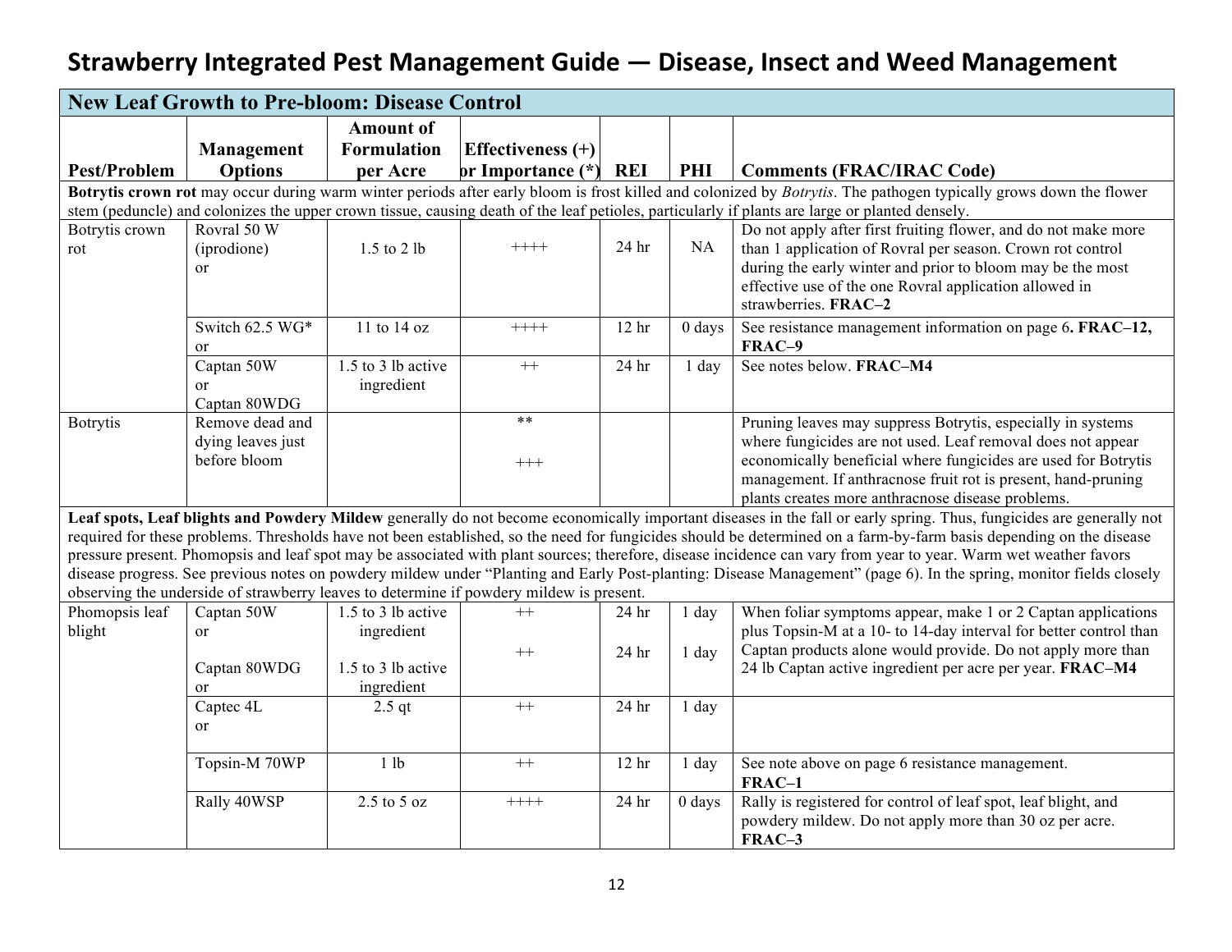# Strawberry Integrated Pest Management Guide — Disease, Insect and Weed Management

| New Leaf Growth to Pre-bloom: Disease Control | | | | | | |
|---|---|---|---|---|---|---|
| **Pest/Problem** | **Management Options** | **Amount of Formulation per Acre** | **Effectiveness (+) or Importance (*)** | **REI** | **PHI** | **Comments (FRAC/IRAC Code)** |
| **Botrytis crown rot** may occur during warm winter periods after early bloom is frost killed and colonized by *Botrytis*. The pathogen typically grows down the flower stem (peduncle) and colonizes the upper crown tissue, causing death of the leaf petioles, particularly if plants are large or planted densely. | | | | | | |
| Botrytis crown rot | Rovral 50 W (iprodione) or | 1.5 to 2 lb | ++++ | 24 hr | NA | Do not apply after first fruiting flower, and do not make more than 1 application of Rovral per season. Crown rot control during the early winter and prior to bloom may be the most effective use of the one Rovral application allowed in strawberries. **FRAC–2** |
| | Switch 62.5 WG* or | 11 to 14 oz | ++++ | 12 hr | 0 days | See resistance management information on page 6**. FRAC–12, FRAC–9** |
| | Captan 50W or Captan 80WDG | 1.5 to 3 lb active ingredient | ++ | 24 hr | 1 day | See notes below. **FRAC–M4** |
| Botrytis | Remove dead and dying leaves just before bloom | | ** +++ | | | Pruning leaves may suppress Botrytis, especially in systems where fungicides are not used. Leaf removal does not appear economically beneficial where fungicides are used for Botrytis management. If anthracnose fruit rot is present, hand-pruning plants creates more anthracnose disease problems. |
| **Leaf spots, Leaf blights and Powdery Mildew** generally do not become economically important diseases in the fall or early spring. Thus, fungicides are generally not required for these problems. Thresholds have not been established, so the need for fungicides should be determined on a farm-by-farm basis depending on the disease pressure present. Phomopsis and leaf spot may be associated with plant sources; therefore, disease incidence can vary from year to year. Warm wet weather favors disease progress. See previous notes on powdery mildew under "Planting and Early Post-planting: Disease Management" (page 6). In the spring, monitor fields closely observing the underside of strawberry leaves to determine if powdery mildew is present. | | | | | | |
| Phomopsis leaf blight | Captan 50W or | 1.5 to 3 lb active ingredient | ++ | 24 hr | 1 day | When foliar symptoms appear, make 1 or 2 Captan applications plus Topsin-M at a 10- to 14-day interval for better control than Captan products alone would provide. Do not apply more than 24 lb Captan active ingredient per acre per year. **FRAC–M4** |
| | Captan 80WDG or | 1.5 to 3 lb active ingredient | ++ | 24 hr | 1 day | |
| | Captec 4L or | 2.5 qt | ++ | 24 hr | 1 day | |
| | Topsin-M 70WP | 1 lb | ++ | 12 hr | 1 day | See note above on page 6 resistance management. **FRAC–1** |
| | Rally 40WSP | 2.5 to 5 oz | ++++ | 24 hr | 0 days | Rally is registered for control of leaf spot, leaf blight, and powdery mildew. Do not apply more than 30 oz per acre. **FRAC–3** |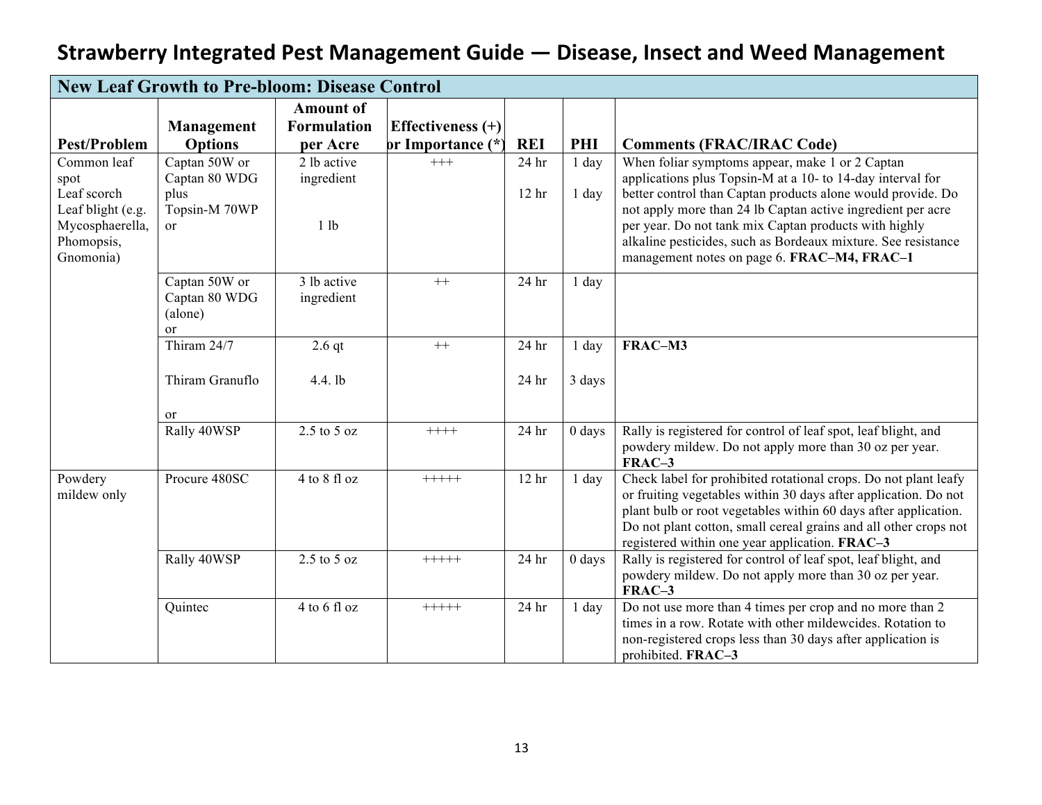# Strawberry Integrated Pest Management Guide — Disease, Insect and Weed Management

| New Leaf Growth to Pre-bloom: Disease Control | | | | | | |
|---|---|---|---|---|---|---|
| **Pest/Problem** | **Management Options** | **Amount of Formulation per Acre** | **Effectiveness (+) or Importance (*)** | **REI** | **PHI** | **Comments (FRAC/IRAC Code)** |
| Common leaf spot<br>Leaf scorch<br>Leaf blight (e.g. Mycosphaerella, Phomopsis, Gnomonia) | Captan 50W or Captan 80 WDG plus<br>Topsin-M 70WP or | 2 lb active ingredient<br><br>1 lb | +++ | 24 hr<br><br>12 hr | 1 day<br><br>1 day | When foliar symptoms appear, make 1 or 2 Captan applications plus Topsin-M at a 10- to 14-day interval for better control than Captan products alone would provide. Do not apply more than 24 lb Captan active ingredient per acre per year. Do not tank mix Captan products with highly alkaline pesticides, such as Bordeaux mixture. See resistance management notes on page 6. **FRAC–M4, FRAC–1** |
| | Captan 50W or Captan 80 WDG (alone)<br>or | 3 lb active ingredient | ++ | 24 hr | 1 day | |
| | Thiram 24/7<br><br>Thiram Granuflo<br><br>or | 2.6 qt<br><br>4.4. lb | ++ | 24 hr<br><br>24 hr | 1 day<br><br>3 days | **FRAC–M3** |
| | Rally 40WSP | 2.5 to 5 oz | ++++ | 24 hr | 0 days | Rally is registered for control of leaf spot, leaf blight, and powdery mildew. Do not apply more than 30 oz per year. **FRAC–3** |
| Powdery mildew only | Procure 480SC | 4 to 8 fl oz | +++++ | 12 hr | 1 day | Check label for prohibited rotational crops. Do not plant leafy or fruiting vegetables within 30 days after application. Do not plant bulb or root vegetables within 60 days after application. Do not plant cotton, small cereal grains and all other crops not registered within one year application. **FRAC–3** |
| | Rally 40WSP | 2.5 to 5 oz | +++++ | 24 hr | 0 days | Rally is registered for control of leaf spot, leaf blight, and powdery mildew. Do not apply more than 30 oz per year. **FRAC–3** |
| | Quintec | 4 to 6 fl oz | +++++ | 24 hr | 1 day | Do not use more than 4 times per crop and no more than 2 times in a row. Rotate with other mildewcides. Rotation to non-registered crops less than 30 days after application is prohibited. **FRAC–3** |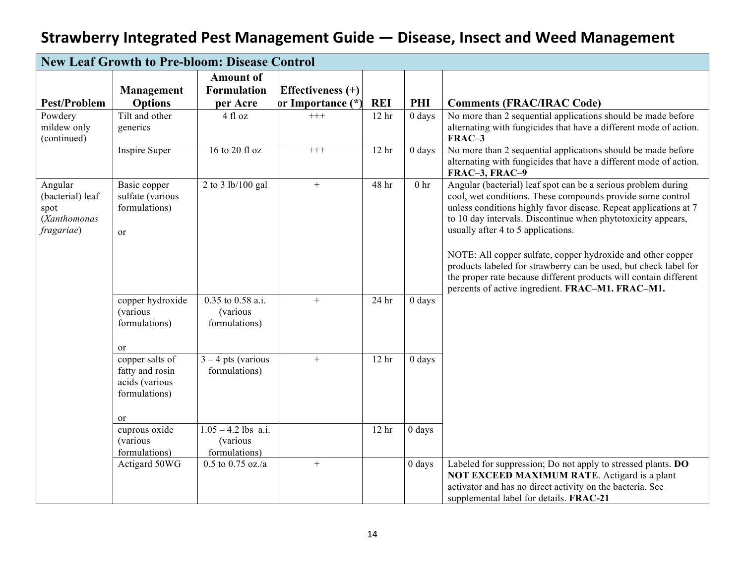# Strawberry Integrated Pest Management Guide — Disease, Insect and Weed Management

| New Leaf Growth to Pre-bloom: Disease Control | | | | | | |
|---|---|---|---|---|---|---|
| **Pest/Problem** | **Management Options** | **Amount of Formulation per Acre** | **Effectiveness (+) or Importance (*)** | **REI** | **PHI** | **Comments (FRAC/IRAC Code)** |
| Powdery mildew only (continued) | Tilt and other generics | 4 fl oz | +++ | 12 hr | 0 days | No more than 2 sequential applications should be made before alternating with fungicides that have a different mode of action. **FRAC–3** |
| | Inspire Super | 16 to 20 fl oz | +++ | 12 hr | 0 days | No more than 2 sequential applications should be made before alternating with fungicides that have a different mode of action. **FRAC–3, FRAC–9** |
| Angular (bacterial) leaf spot (*Xanthomonas fragariae*) | Basic copper sulfate (various formulations)<br><br>or | 2 to 3 lb/100 gal | + | 48 hr | 0 hr | Angular (bacterial) leaf spot can be a serious problem during cool, wet conditions. These compounds provide some control unless conditions highly favor disease. Repeat applications at 7 to 10 day intervals. Discontinue when phytotoxicity appears, usually after 4 to 5 applications.<br><br>NOTE: All copper sulfate, copper hydroxide and other copper products labeled for strawberry can be used, but check label for the proper rate because different products will contain different percents of active ingredient. **FRAC–M1. FRAC–M1.** |
| | copper hydroxide (various formulations)<br><br>or | 0.35 to 0.58 a.i. (various formulations) | + | 24 hr | 0 days | |
| | copper salts of fatty and rosin acids (various formulations)<br><br>or | 3 – 4 pts (various formulations) | + | 12 hr | 0 days | |
| | cuprous oxide (various formulations) | 1.05 – 4.2 lbs a.i. (various formulations) | | 12 hr | 0 days | |
| | Actigard 50WG | 0.5 to 0.75 oz./a | + | | 0 days | Labeled for suppression; Do not apply to stressed plants. **DO NOT EXCEED MAXIMUM RATE**. Actigard is a plant activator and has no direct activity on the bacteria. See supplemental label for details. **FRAC-21** |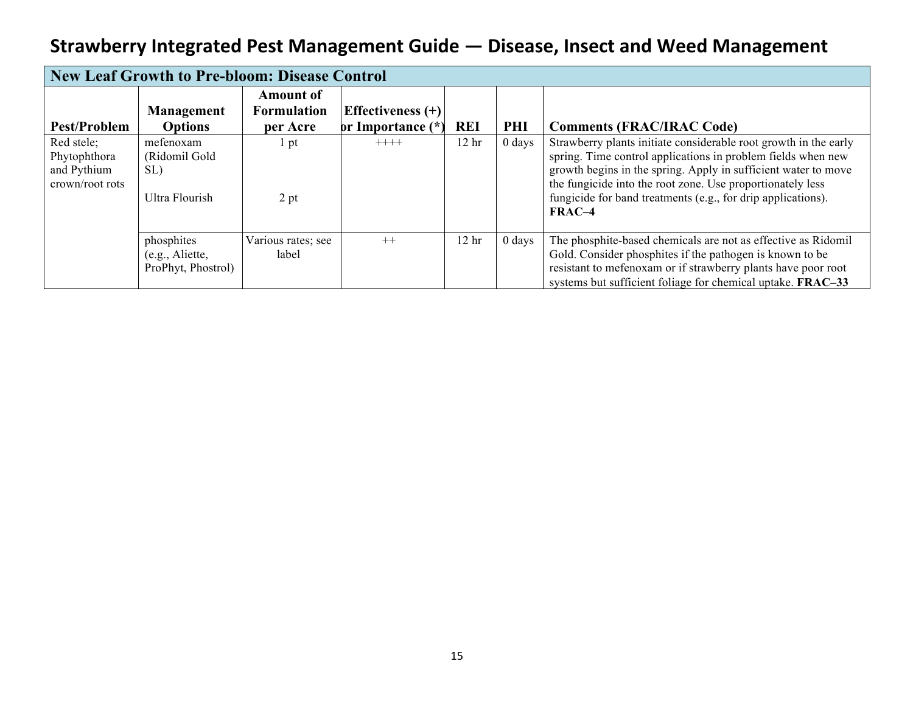# Strawberry Integrated Pest Management Guide — Disease, Insect and Weed Management

| New Leaf Growth to Pre-bloom: Disease Control | | | | | | |
|---|---|---|---|---|---|---|
| **Pest/Problem** | **Management Options** | **Amount of Formulation per Acre** | **Effectiveness (+) or Importance (*)** | **REI** | **PHI** | **Comments (FRAC/IRAC Code)** |
| Red stele; Phytophthora and Pythium crown/root rots | mefenoxam (Ridomil Gold SL)<br><br>Ultra Flourish | 1 pt<br><br>2 pt | ++++ | 12 hr | 0 days | Strawberry plants initiate considerable root growth in the early spring. Time control applications in problem fields when new growth begins in the spring. Apply in sufficient water to move the fungicide into the root zone. Use proportionately less fungicide for band treatments (e.g., for drip applications). **FRAC–4** |
| | phosphites (e.g., Aliette, ProPhyt, Phostrol) | Various rates; see label | ++ | 12 hr | 0 days | The phosphite-based chemicals are not as effective as Ridomil Gold. Consider phosphites if the pathogen is known to be resistant to mefenoxam or if strawberry plants have poor root systems but sufficient foliage for chemical uptake. **FRAC–33** |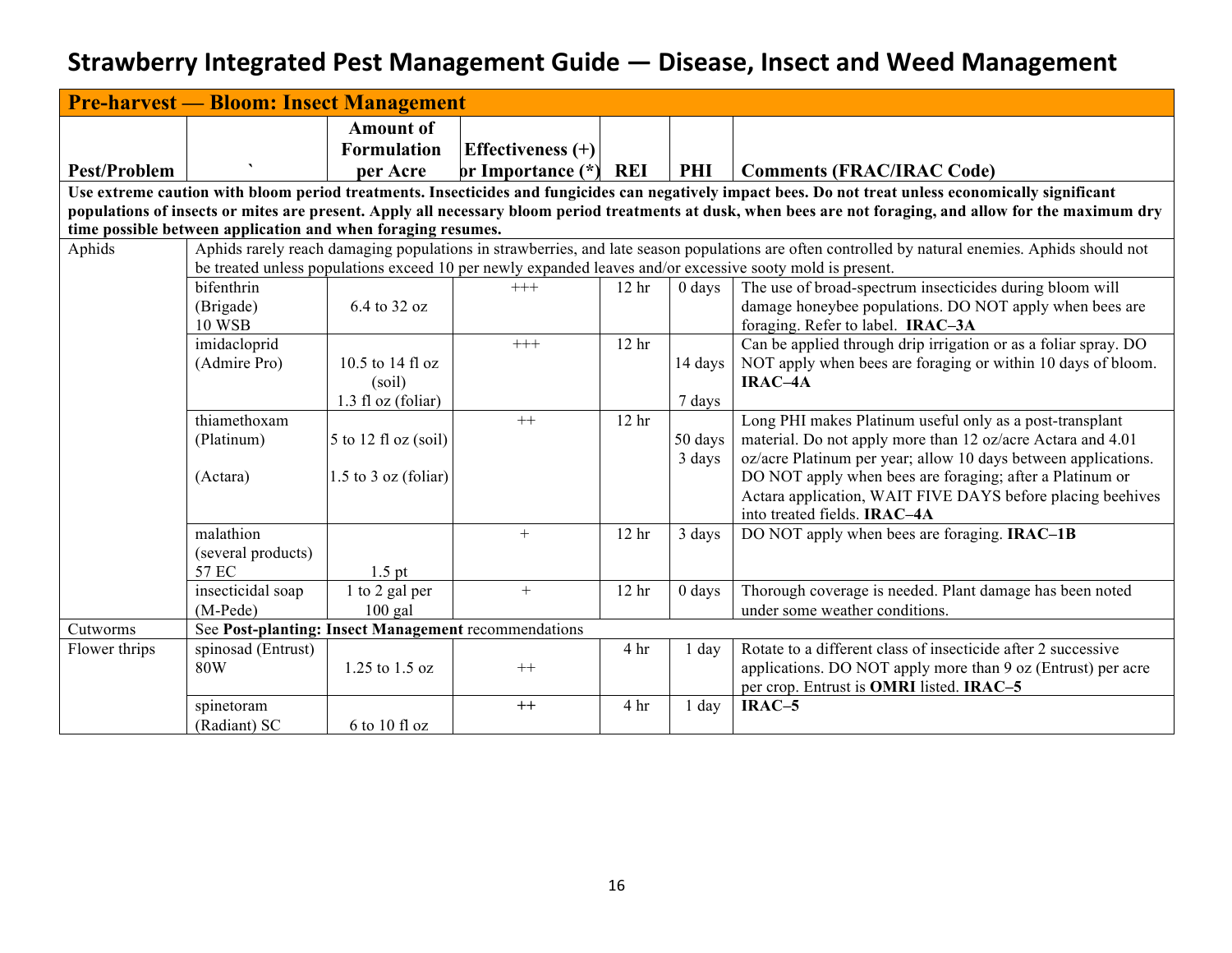# Strawberry Integrated Pest Management Guide — Disease, Insect and Weed Management

| Pre-harvest — Bloom: Insect Management | | | | | | |
|---|---|---|---|---|---|---|
| **Pest/Problem** | ` | **Amount of Formulation per Acre** | **Effectiveness (+) or Importance (*)** | **REI** | **PHI** | **Comments (FRAC/IRAC Code)** |
| **Use extreme caution with bloom period treatments. Insecticides and fungicides can negatively impact bees. Do not treat unless economically significant populations of insects or mites are present. Apply all necessary bloom period treatments at dusk, when bees are not foraging, and allow for the maximum dry time possible between application and when foraging resumes.** | | | | | | |
| Aphids | Aphids rarely reach damaging populations in strawberries, and late season populations are often controlled by natural enemies. Aphids should not be treated unless populations exceed 10 per newly expanded leaves and/or excessive sooty mold is present. | | | | | |
| | bifenthrin (Brigade) 10 WSB | 6.4 to 32 oz | +++ | 12 hr | 0 days | The use of broad-spectrum insecticides during bloom will damage honeybee populations. DO NOT apply when bees are foraging. Refer to label. **IRAC–3A** |
| | imidacloprid (Admire Pro) | 10.5 to 14 fl oz (soil) 1.3 fl oz (foliar) | +++ | 12 hr | 14 days 7 days | Can be applied through drip irrigation or as a foliar spray. DO NOT apply when bees are foraging or within 10 days of bloom. **IRAC–4A** |
| | thiamethoxam (Platinum) (Actara) | 5 to 12 fl oz (soil) 1.5 to 3 oz (foliar) | ++ | 12 hr | 50 days 3 days | Long PHI makes Platinum useful only as a post-transplant material. Do not apply more than 12 oz/acre Actara and 4.01 oz/acre Platinum per year; allow 10 days between applications. DO NOT apply when bees are foraging; after a Platinum or Actara application, WAIT FIVE DAYS before placing beehives into treated fields. **IRAC–4A** |
| | malathion (several products) 57 EC | 1.5 pt | + | 12 hr | 3 days | DO NOT apply when bees are foraging. **IRAC–1B** |
| | insecticidal soap (M-Pede) | 1 to 2 gal per 100 gal | + | 12 hr | 0 days | Thorough coverage is needed. Plant damage has been noted under some weather conditions. |
| Cutworms | See **Post-planting: Insect Management** recommendations | | | | | |
| Flower thrips | spinosad (Entrust) 80W | 1.25 to 1.5 oz | ++ | 4 hr | 1 day | Rotate to a different class of insecticide after 2 successive applications. DO NOT apply more than 9 oz (Entrust) per acre per crop. Entrust is **OMRI** listed. **IRAC–5** |
| | spinetoram (Radiant) SC | 6 to 10 fl oz | ++ | 4 hr | 1 day | **IRAC–5** |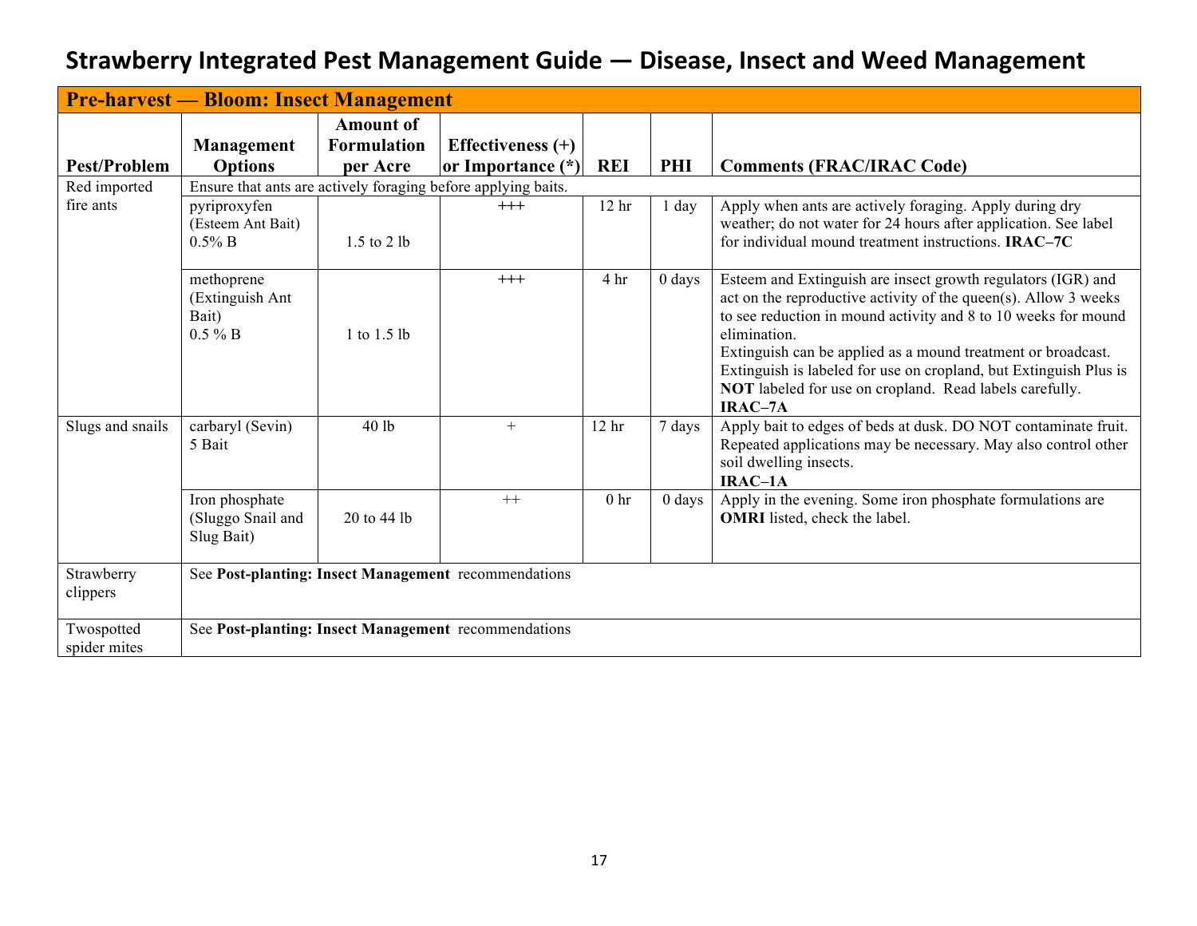# Strawberry Integrated Pest Management Guide — Disease, Insect and Weed Management

| Pre-harvest — Bloom: Insect Management | | | | | | |
|---|---|---|---|---|---|---|
| **Pest/Problem** | **Management Options** | **Amount of Formulation per Acre** | **Effectiveness (+) or Importance (*)** | **REI** | **PHI** | **Comments (FRAC/IRAC Code)** |
| Red imported fire ants | Ensure that ants are actively foraging before applying baits. | | | | | |
| | pyriproxyfen (Esteem Ant Bait) 0.5% B | 1.5 to 2 lb | +++ | 12 hr | 1 day | Apply when ants are actively foraging. Apply during dry weather; do not water for 24 hours after application. See label for individual mound treatment instructions. **IRAC–7C** |
| | methoprene (Extinguish Ant Bait) 0.5 % B | 1 to 1.5 lb | +++ | 4 hr | 0 days | Esteem and Extinguish are insect growth regulators (IGR) and act on the reproductive activity of the queen(s). Allow 3 weeks to see reduction in mound activity and 8 to 10 weeks for mound elimination. Extinguish can be applied as a mound treatment or broadcast. Extinguish is labeled for use on cropland, but Extinguish Plus is **NOT** labeled for use on cropland. Read labels carefully. **IRAC–7A** |
| Slugs and snails | carbaryl (Sevin) 5 Bait | 40 lb | + | 12 hr | 7 days | Apply bait to edges of beds at dusk. DO NOT contaminate fruit. Repeated applications may be necessary. May also control other soil dwelling insects. **IRAC–1A** |
| | Iron phosphate (Sluggo Snail and Slug Bait) | 20 to 44 lb | ++ | 0 hr | 0 days | Apply in the evening. Some iron phosphate formulations are **OMRI** listed, check the label. |
| Strawberry clippers | See **Post-planting: Insect Management** recommendations | | | | | |
| Twospotted spider mites | See **Post-planting: Insect Management** recommendations | | | | | |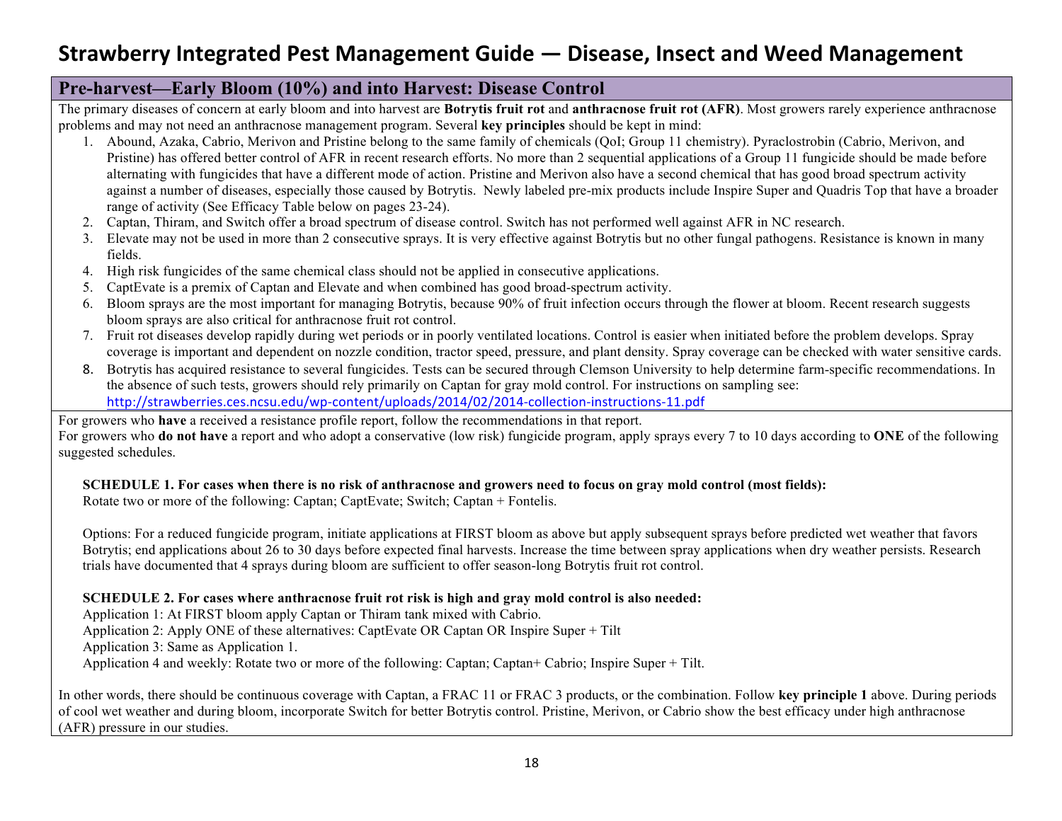# Strawberry Integrated Pest Management Guide — Disease, Insect and Weed Management

## Pre-harvest—Early Bloom (10%) and into Harvest: Disease Control

The primary diseases of concern at early bloom and into harvest are **Botrytis fruit rot** and **anthracnose fruit rot (AFR)**. Most growers rarely experience anthracnose problems and may not need an anthracnose management program. Several **key principles** should be kept in mind:

1. Abound, Azaka, Cabrio, Merivon and Pristine belong to the same family of chemicals (QoI; Group 11 chemistry). Pyraclostrobin (Cabrio, Merivon, and Pristine) has offered better control of AFR in recent research efforts. No more than 2 sequential applications of a Group 11 fungicide should be made before alternating with fungicides that have a different mode of action. Pristine and Merivon also have a second chemical that has good broad spectrum activity against a number of diseases, especially those caused by Botrytis. Newly labeled pre-mix products include Inspire Super and Quadris Top that have a broader range of activity (See Efficacy Table below on pages 23-24).
2. Captan, Thiram, and Switch offer a broad spectrum of disease control. Switch has not performed well against AFR in NC research.
3. Elevate may not be used in more than 2 consecutive sprays. It is very effective against Botrytis but no other fungal pathogens. Resistance is known in many fields.
4. High risk fungicides of the same chemical class should not be applied in consecutive applications.
5. CaptEvate is a premix of Captan and Elevate and when combined has good broad-spectrum activity.
6. Bloom sprays are the most important for managing Botrytis, because 90% of fruit infection occurs through the flower at bloom. Recent research suggests bloom sprays are also critical for anthracnose fruit rot control.
7. Fruit rot diseases develop rapidly during wet periods or in poorly ventilated locations. Control is easier when initiated before the problem develops. Spray coverage is important and dependent on nozzle condition, tractor speed, pressure, and plant density. Spray coverage can be checked with water sensitive cards.
8. Botrytis has acquired resistance to several fungicides. Tests can be secured through Clemson University to help determine farm-specific recommendations. In the absence of such tests, growers should rely primarily on Captan for gray mold control. For instructions on sampling see: http://strawberries.ces.ncsu.edu/wp-content/uploads/2014/02/2014-collection-instructions-11.pdf

For growers who **have** a received a resistance profile report, follow the recommendations in that report.
For growers who **do not have** a report and who adopt a conservative (low risk) fungicide program, apply sprays every 7 to 10 days according to **ONE** of the following suggested schedules.

**SCHEDULE 1. For cases when there is no risk of anthracnose and growers need to focus on gray mold control (most fields):**
Rotate two or more of the following: Captan; CaptEvate; Switch; Captan + Fontelis.

Options: For a reduced fungicide program, initiate applications at FIRST bloom as above but apply subsequent sprays before predicted wet weather that favors Botrytis; end applications about 26 to 30 days before expected final harvests. Increase the time between spray applications when dry weather persists. Research trials have documented that 4 sprays during bloom are sufficient to offer season-long Botrytis fruit rot control.

**SCHEDULE 2. For cases where anthracnose fruit rot risk is high and gray mold control is also needed:**
Application 1: At FIRST bloom apply Captan or Thiram tank mixed with Cabrio.
Application 2: Apply ONE of these alternatives: CaptEvate OR Captan OR Inspire Super + Tilt
Application 3: Same as Application 1.
Application 4 and weekly: Rotate two or more of the following: Captan; Captan+ Cabrio; Inspire Super + Tilt.

In other words, there should be continuous coverage with Captan, a FRAC 11 or FRAC 3 products, or the combination. Follow **key principle 1** above. During periods of cool wet weather and during bloom, incorporate Switch for better Botrytis control. Pristine, Merivon, or Cabrio show the best efficacy under high anthracnose (AFR) pressure in our studies.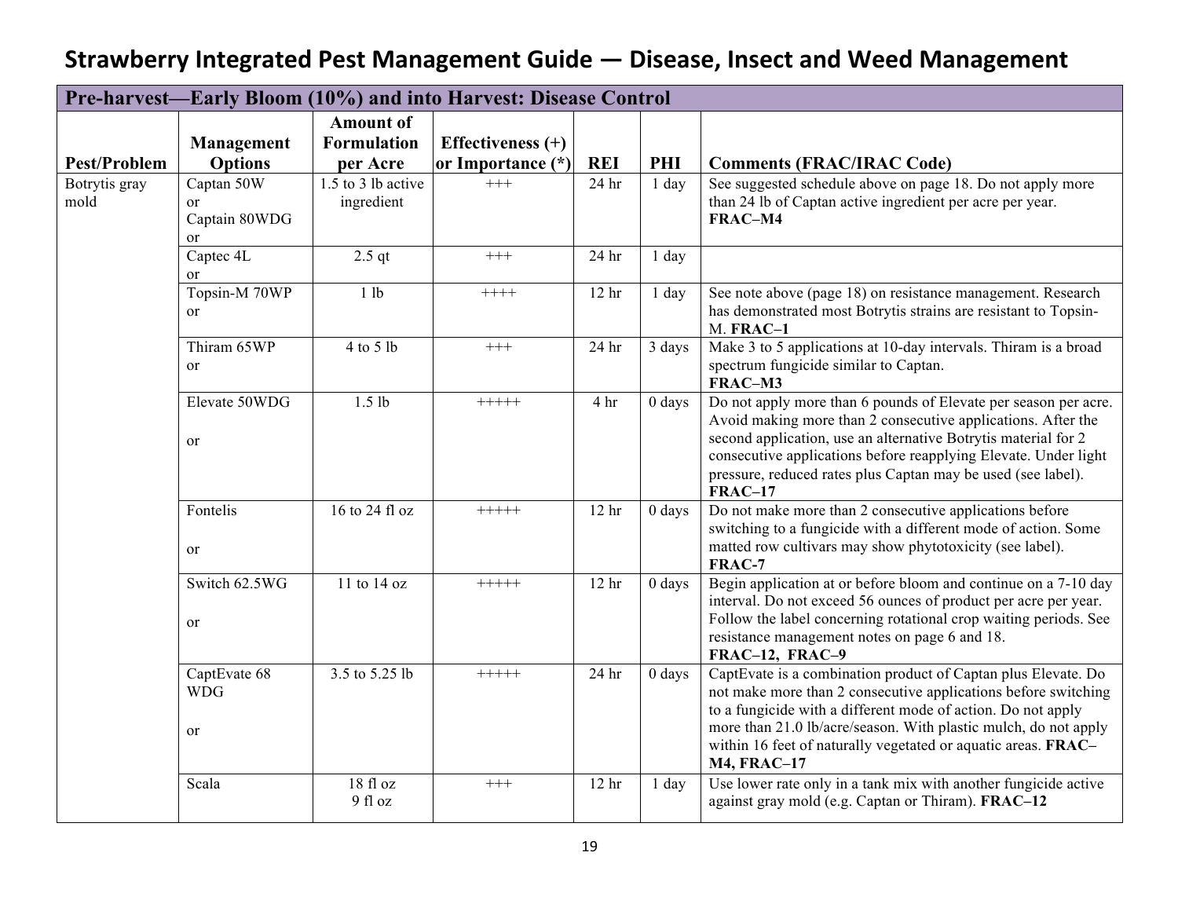# Strawberry Integrated Pest Management Guide — Disease, Insect and Weed Management

| Pre-harvest—Early Bloom (10%) and into Harvest: Disease Control | | | | | | |
|---|---|---|---|---|---|---|
| **Pest/Problem** | **Management Options** | **Amount of Formulation per Acre** | **Effectiveness (+) or Importance (*)** | **REI** | **PHI** | **Comments (FRAC/IRAC Code)** |
| Botrytis gray mold | Captan 50W or Captain 80WDG or | 1.5 to 3 lb active ingredient | +++ | 24 hr | 1 day | See suggested schedule above on page 18. Do not apply more than 24 lb of Captan active ingredient per acre per year. **FRAC–M4** |
| | Captec 4L or | 2.5 qt | +++ | 24 hr | 1 day | |
| | Topsin-M 70WP or | 1 lb | ++++ | 12 hr | 1 day | See note above (page 18) on resistance management. Research has demonstrated most Botrytis strains are resistant to Topsin-M. **FRAC–1** |
| | Thiram 65WP or | 4 to 5 lb | +++ | 24 hr | 3 days | Make 3 to 5 applications at 10-day intervals. Thiram is a broad spectrum fungicide similar to Captan. **FRAC–M3** |
| | Elevate 50WDG or | 1.5 lb | +++++ | 4 hr | 0 days | Do not apply more than 6 pounds of Elevate per season per acre. Avoid making more than 2 consecutive applications. After the second application, use an alternative Botrytis material for 2 consecutive applications before reapplying Elevate. Under light pressure, reduced rates plus Captan may be used (see label). **FRAC–17** |
| | Fontelis or | 16 to 24 fl oz | +++++ | 12 hr | 0 days | Do not make more than 2 consecutive applications before switching to a fungicide with a different mode of action. Some matted row cultivars may show phytotoxicity (see label). **FRAC-7** |
| | Switch 62.5WG or | 11 to 14 oz | +++++ | 12 hr | 0 days | Begin application at or before bloom and continue on a 7-10 day interval. Do not exceed 56 ounces of product per acre per year. Follow the label concerning rotational crop waiting periods. See resistance management notes on page 6 and 18. **FRAC–12, FRAC–9** |
| | CaptEvate 68 WDG or | 3.5 to 5.25 lb | +++++ | 24 hr | 0 days | CaptEvate is a combination product of Captan plus Elevate. Do not make more than 2 consecutive applications before switching to a fungicide with a different mode of action. Do not apply more than 21.0 lb/acre/season. With plastic mulch, do not apply within 16 feet of naturally vegetated or aquatic areas. **FRAC–M4, FRAC–17** |
| | Scala | 18 fl oz<br>9 fl oz | +++ | 12 hr | 1 day | Use lower rate only in a tank mix with another fungicide active against gray mold (e.g. Captan or Thiram). **FRAC–12** |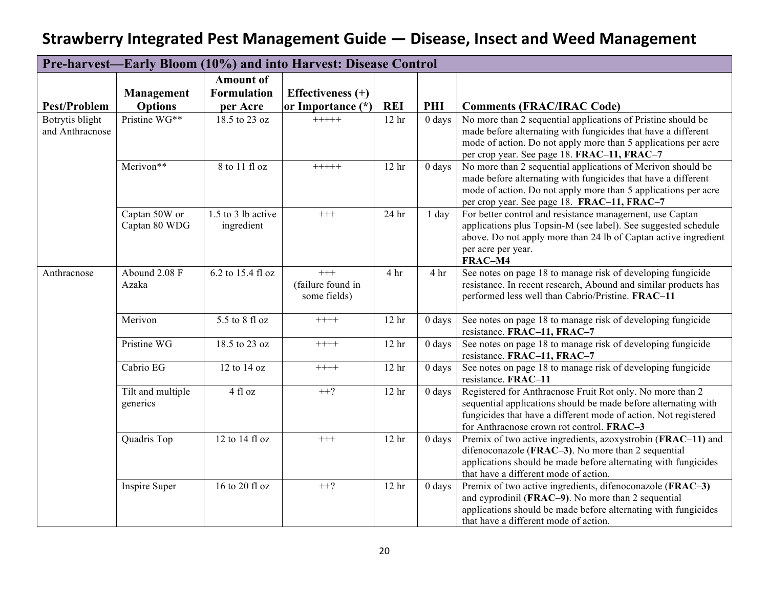# Strawberry Integrated Pest Management Guide — Disease, Insect and Weed Management

| Pre-harvest—Early Bloom (10%) and into Harvest: Disease Control | | | | | | |
|---|---|---|---|---|---|---|
| **Pest/Problem** | **Management Options** | **Amount of Formulation per Acre** | **Effectiveness (+) or Importance (*)** | **REI** | **PHI** | **Comments (FRAC/IRAC Code)** |
| Botrytis blight and Anthracnose | Pristine WG** | 18.5 to 23 oz | +++++ | 12 hr | 0 days | No more than 2 sequential applications of Pristine should be made before alternating with fungicides that have a different mode of action. Do not apply more than 5 applications per acre per crop year. See page 18. **FRAC–11, FRAC–7** |
| | Merivon** | 8 to 11 fl oz | +++++ | 12 hr | 0 days | No more than 2 sequential applications of Merivon should be made before alternating with fungicides that have a different mode of action. Do not apply more than 5 applications per acre per crop year. See page 18. **FRAC–11, FRAC–7** |
| | Captan 50W or Captan 80 WDG | 1.5 to 3 lb active ingredient | +++ | 24 hr | 1 day | For better control and resistance management, use Captan applications plus Topsin-M (see label). See suggested schedule above. Do not apply more than 24 lb of Captan active ingredient per acre per year. **FRAC–M4** |
| Anthracnose | Abound 2.08 F Azaka | 6.2 to 15.4 fl oz | +++ (failure found in some fields) | 4 hr | 4 hr | See notes on page 18 to manage risk of developing fungicide resistance. In recent research, Abound and similar products has performed less well than Cabrio/Pristine. **FRAC–11** |
| | Merivon | 5.5 to 8 fl oz | ++++ | 12 hr | 0 days | See notes on page 18 to manage risk of developing fungicide resistance. **FRAC–11, FRAC–7** |
| | Pristine WG | 18.5 to 23 oz | ++++ | 12 hr | 0 days | See notes on page 18 to manage risk of developing fungicide resistance. **FRAC–11, FRAC–7** |
| | Cabrio EG | 12 to 14 oz | ++++ | 12 hr | 0 days | See notes on page 18 to manage risk of developing fungicide resistance. **FRAC–11** |
| | Tilt and multiple generics | 4 fl oz | ++? | 12 hr | 0 days | Registered for Anthracnose Fruit Rot only. No more than 2 sequential applications should be made before alternating with fungicides that have a different mode of action. Not registered for Anthracnose crown rot control. **FRAC–3** |
| | Quadris Top | 12 to 14 fl oz | +++ | 12 hr | 0 days | Premix of two active ingredients, azoxystrobin (**FRAC–11)** and difenoconazole (**FRAC–3)**. No more than 2 sequential applications should be made before alternating with fungicides that have a different mode of action. |
| | Inspire Super | 16 to 20 fl oz | ++? | 12 hr | 0 days | Premix of two active ingredients, difenoconazole (**FRAC–3)** and cyprodinil (**FRAC–9)**. No more than 2 sequential applications should be made before alternating with fungicides that have a different mode of action. |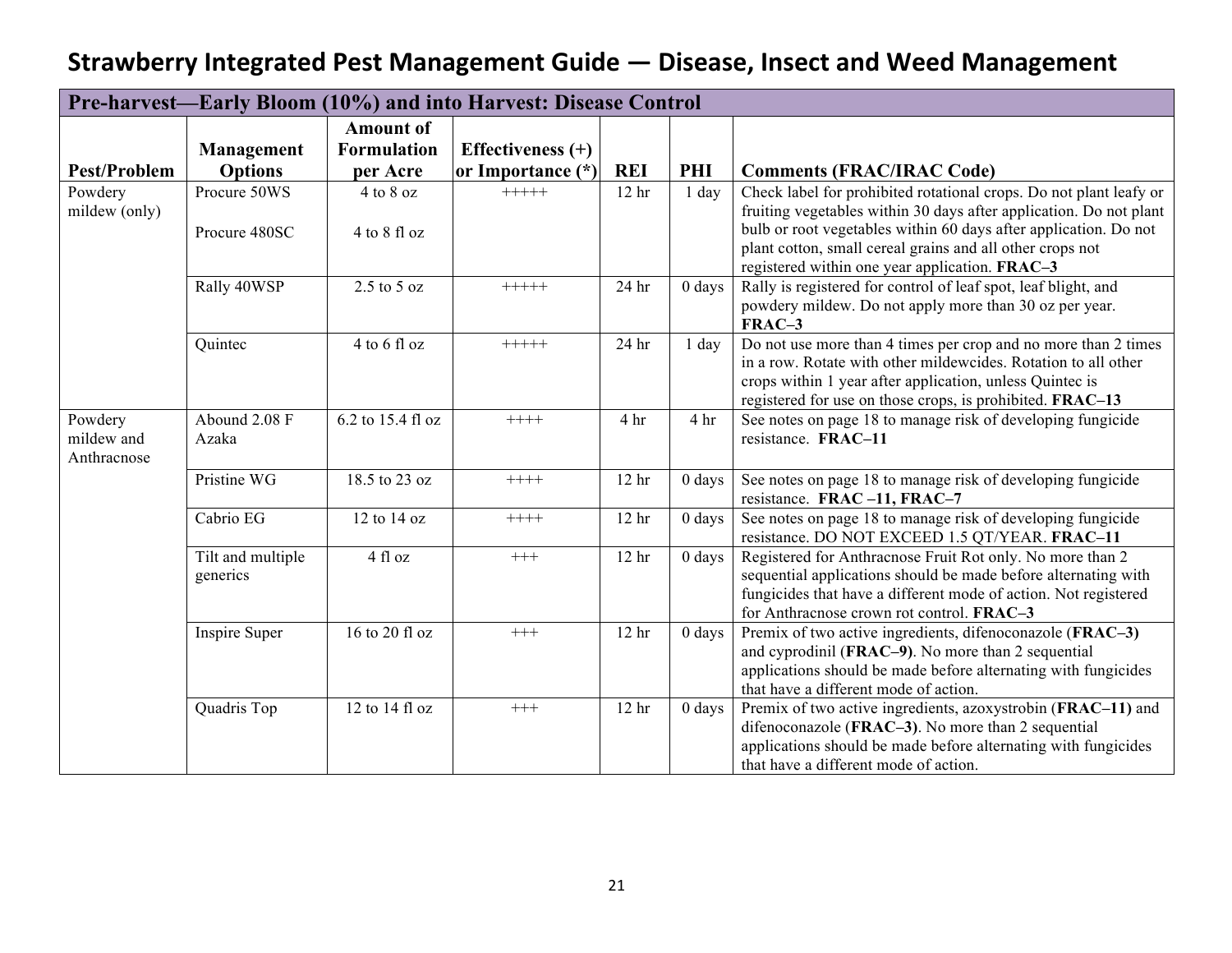# Strawberry Integrated Pest Management Guide — Disease, Insect and Weed Management

| Pre-harvest—Early Bloom (10%) and into Harvest: Disease Control | | | | | | |
|---|---|---|---|---|---|---|
| **Pest/Problem** | **Management Options** | **Amount of Formulation per Acre** | **Effectiveness (+) or Importance (*)** | **REI** | **PHI** | **Comments (FRAC/IRAC Code)** |
| Powdery mildew (only) | Procure 50WS<br><br>Procure 480SC | 4 to 8 oz<br><br>4 to 8 fl oz | +++++ | 12 hr | 1 day | Check label for prohibited rotational crops. Do not plant leafy or fruiting vegetables within 30 days after application. Do not plant bulb or root vegetables within 60 days after application. Do not plant cotton, small cereal grains and all other crops not registered within one year application. **FRAC–3** |
| | Rally 40WSP | 2.5 to 5 oz | +++++ | 24 hr | 0 days | Rally is registered for control of leaf spot, leaf blight, and powdery mildew. Do not apply more than 30 oz per year. **FRAC–3** |
| | Quintec | 4 to 6 fl oz | +++++ | 24 hr | 1 day | Do not use more than 4 times per crop and no more than 2 times in a row. Rotate with other mildewcides. Rotation to all other crops within 1 year after application, unless Quintec is registered for use on those crops, is prohibited. **FRAC–13** |
| Powdery mildew and Anthracnose | Abound 2.08 F Azaka | 6.2 to 15.4 fl oz | ++++ | 4 hr | 4 hr | See notes on page 18 to manage risk of developing fungicide resistance. **FRAC–11** |
| | Pristine WG | 18.5 to 23 oz | ++++ | 12 hr | 0 days | See notes on page 18 to manage risk of developing fungicide resistance. **FRAC –11, FRAC–7** |
| | Cabrio EG | 12 to 14 oz | ++++ | 12 hr | 0 days | See notes on page 18 to manage risk of developing fungicide resistance. DO NOT EXCEED 1.5 QT/YEAR. **FRAC–11** |
| | Tilt and multiple generics | 4 fl oz | +++ | 12 hr | 0 days | Registered for Anthracnose Fruit Rot only. No more than 2 sequential applications should be made before alternating with fungicides that have a different mode of action. Not registered for Anthracnose crown rot control. **FRAC–3** |
| | Inspire Super | 16 to 20 fl oz | +++ | 12 hr | 0 days | Premix of two active ingredients, difenoconazole (**FRAC–3)** and cyprodinil (**FRAC–9)**. No more than 2 sequential applications should be made before alternating with fungicides that have a different mode of action. |
| | Quadris Top | 12 to 14 fl oz | +++ | 12 hr | 0 days | Premix of two active ingredients, azoxystrobin (**FRAC–11)** and difenoconazole (**FRAC–3)**. No more than 2 sequential applications should be made before alternating with fungicides that have a different mode of action. |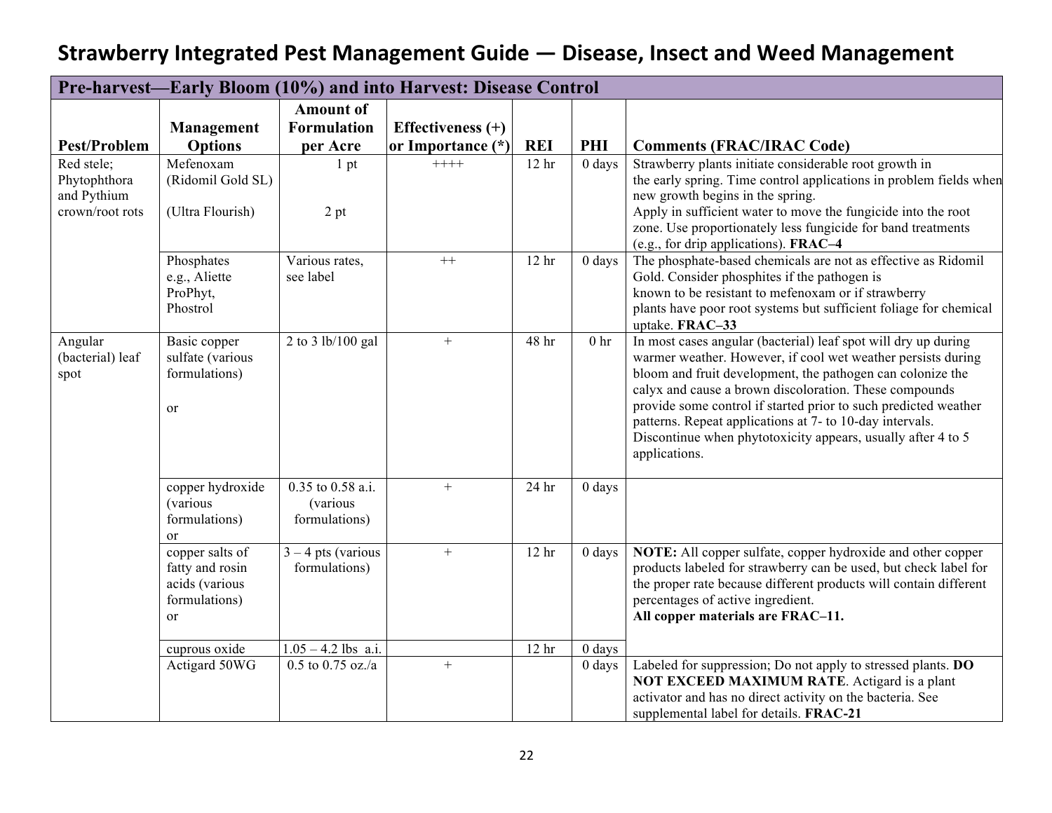# Strawberry Integrated Pest Management Guide — Disease, Insect and Weed Management

| Pre-harvest—Early Bloom (10%) and into Harvest: Disease Control | | | | | | |
|---|---|---|---|---|---|---|
| **Pest/Problem** | **Management Options** | **Amount of Formulation per Acre** | **Effectiveness (+) or Importance (*)** | **REI** | **PHI** | **Comments (FRAC/IRAC Code)** |
| Red stele; Phytophthora and Pythium crown/root rots | Mefenoxam (Ridomil Gold SL)<br><br>(Ultra Flourish) | 1 pt<br><br>2 pt | ++++ | 12 hr | 0 days | Strawberry plants initiate considerable root growth in the early spring. Time control applications in problem fields when new growth begins in the spring. Apply in sufficient water to move the fungicide into the root zone. Use proportionately less fungicide for band treatments (e.g., for drip applications). **FRAC–4** |
| | Phosphates e.g., Aliette ProPhyt, Phostrol | Various rates, see label | ++ | 12 hr | 0 days | The phosphate-based chemicals are not as effective as Ridomil Gold. Consider phosphites if the pathogen is known to be resistant to mefenoxam or if strawberry plants have poor root systems but sufficient foliage for chemical uptake. **FRAC–33** |
| Angular (bacterial) leaf spot | Basic copper sulfate (various formulations)<br><br>or | 2 to 3 lb/100 gal | + | 48 hr | 0 hr | In most cases angular (bacterial) leaf spot will dry up during warmer weather. However, if cool wet weather persists during bloom and fruit development, the pathogen can colonize the calyx and cause a brown discoloration. These compounds provide some control if started prior to such predicted weather patterns. Repeat applications at 7- to 10-day intervals. Discontinue when phytotoxicity appears, usually after 4 to 5 applications. |
| | copper hydroxide (various formulations)<br>or | 0.35 to 0.58 a.i. (various formulations) | + | 24 hr | 0 days | |
| | copper salts of fatty and rosin acids (various formulations)<br>or | 3 – 4 pts (various formulations) | + | 12 hr | 0 days | **NOTE:** All copper sulfate, copper hydroxide and other copper products labeled for strawberry can be used, but check label for the proper rate because different products will contain different percentages of active ingredient.<br>**All copper materials are FRAC–11.** |
| | cuprous oxide | 1.05 – 4.2 lbs a.i. | | 12 hr | 0 days | |
| | Actigard 50WG | 0.5 to 0.75 oz./a | + | | 0 days | Labeled for suppression; Do not apply to stressed plants. **DO NOT EXCEED MAXIMUM RATE**. Actigard is a plant activator and has no direct activity on the bacteria. See supplemental label for details. **FRAC-21** |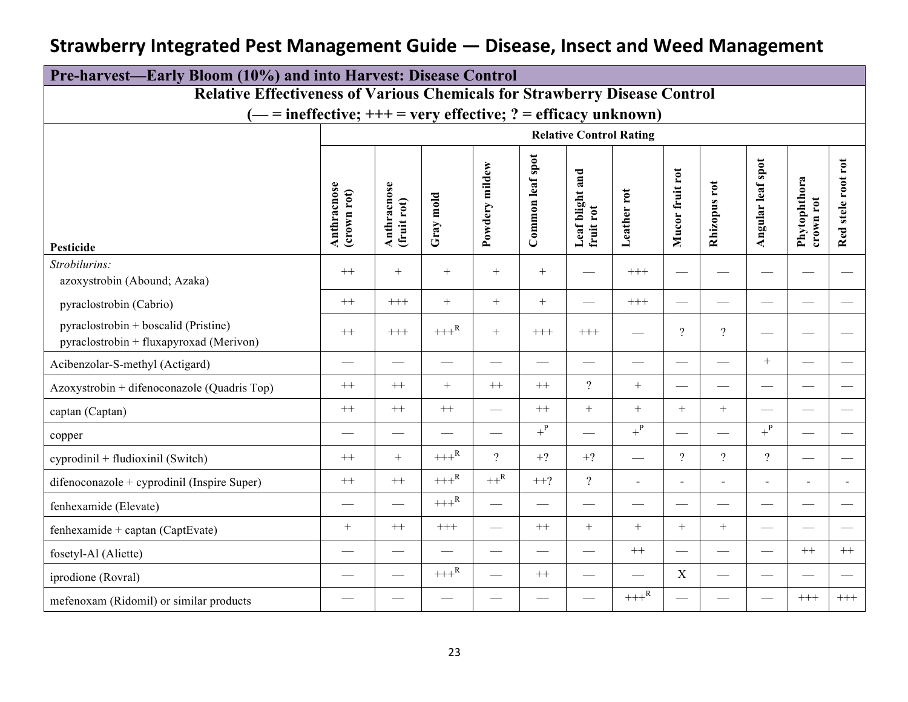# Strawberry Integrated Pest Management Guide — Disease, Insect and Weed Management

## Pre-harvest—Early Bloom (10%) and into Harvest: Disease Control

**Relative Effectiveness of Various Chemicals for Strawberry Disease Control**

**(— = ineffective; +++ = very effective; ? = efficacy unknown)**

| Pesticide | Relative Control Rating | | | | | | | | | | | |
|---|---|---|---|---|---|---|---|---|---|---|---|---|
| | Anthracnose (crown rot) | Anthracnose (fruit rot) | Gray mold | Powdery mildew | Common leaf spot | Leaf blight and fruit rot | Leather rot | Mucor fruit rot | Rhizopus rot | Angular leaf spot | Phytophthora crown rot | Red stele root rot |
| *Strobilurins:* azoxystrobin (Abound; Azaka) | ++ | + | + | + | + | — | +++ | — | — | — | — | — |
| pyraclostrobin (Cabrio) | ++ | +++ | + | + | + | — | +++ | — | — | — | — | — |
| pyraclostrobin + boscalid (Pristine) pyraclostrobin + fluxapyroxad (Merivon) | ++ | +++ | +++[R] | + | +++ | +++ | — | ? | ? | — | — | — |
| Acibenzolar-S-methyl (Actigard) | — | — | — | — | — | — | — | — | — | + | — | — |
| Azoxystrobin + difenoconazole (Quadris Top) | ++ | ++ | + | ++ | ++ | ? | + | — | — | — | — | — |
| captan (Captan) | ++ | ++ | ++ | — | ++ | + | + | + | + | — | — | — |
| copper | — | — | — | — | +[P] | — | +[P] | — | — | +[P] | — | — |
| cyprodinil + fludioxinil (Switch) | ++ | + | +++[R] | ? | +? | +? | — | ? | ? | ? | — | — |
| difenoconazole + cyprodinil (Inspire Super) | ++ | ++ | +++[R] | ++[R] | ++? | ? | - | - | - | - | - | - |
| fenhexamide (Elevate) | — | — | +++[R] | — | — | — | — | — | — | — | — | — |
| fenhexamide + captan (CaptEvate) | + | ++ | +++ | — | ++ | + | + | + | + | — | — | — |
| fosetyl-Al (Aliette) | — | — | — | — | — | — | ++ | — | — | — | ++ | ++ |
| iprodione (Rovral) | — | — | +++[R] | — | ++ | — | — | X | — | — | — | — |
| mefenoxam (Ridomil) or similar products | — | — | — | — | — | — | +++[R] | — | — | — | +++ | +++ |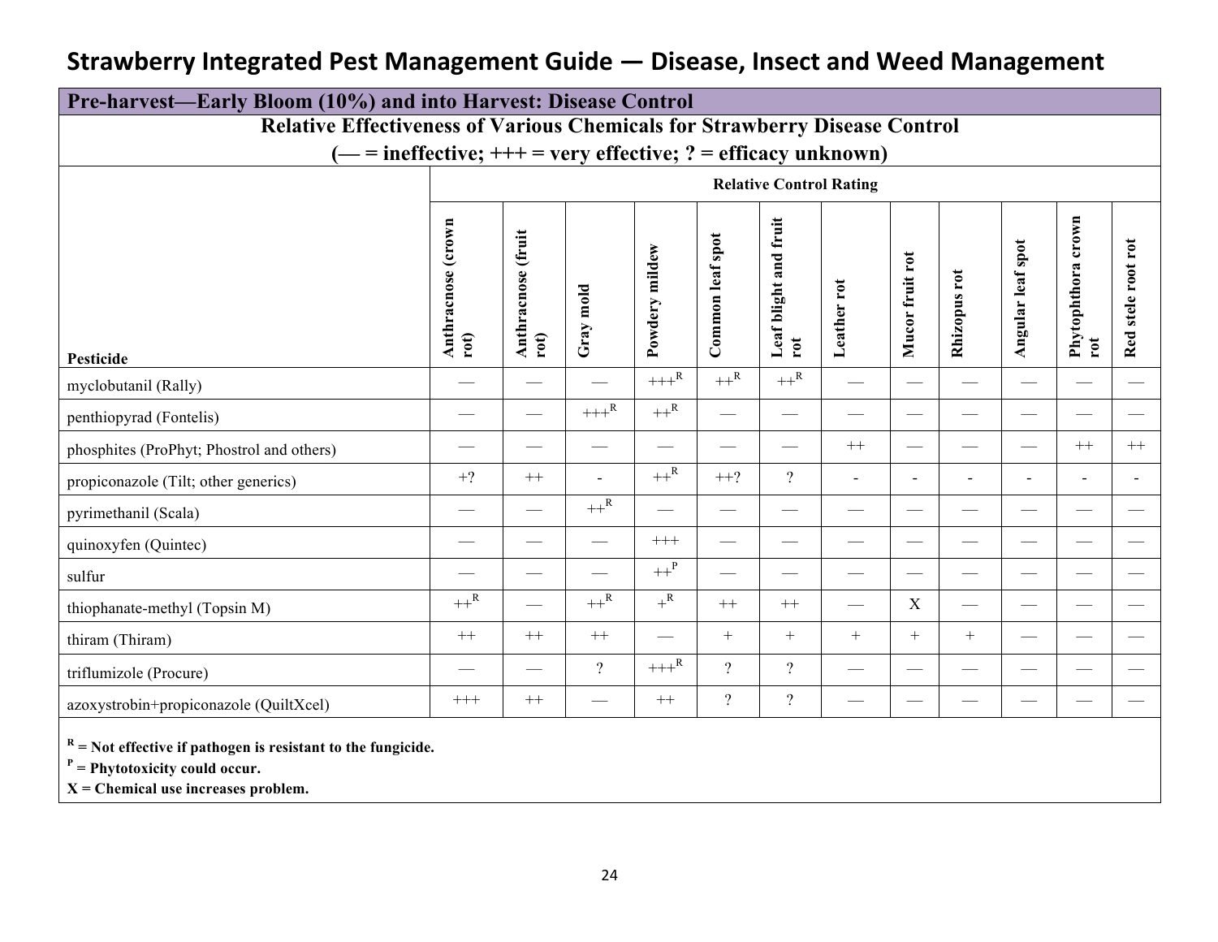# Strawberry Integrated Pest Management Guide — Disease, Insect and Weed Management

## Pre-harvest—Early Bloom (10%) and into Harvest: Disease Control

**Relative Effectiveness of Various Chemicals for Strawberry Disease Control**

**(— = ineffective; +++ = very effective; ? = efficacy unknown)**

| | Relative Control Rating | | | | | | | | | | | |
|---|---|---|---|---|---|---|---|---|---|---|---|---|
| **Pesticide** | **Anthracnose (crown rot)** | **Anthracnose (fruit rot)** | **Gray mold** | **Powdery mildew** | **Common leaf spot** | **Leaf blight and fruit rot** | **Leather rot** | **Mucor fruit rot** | **Rhizopus rot** | **Angular leaf spot** | **Phytophthora crown rot** | **Red stele root rot** |
| myclobutanil (Rally) | — | — | — | +++R | ++R | ++R | — | — | — | — | — | — |
| penthiopyrad (Fontelis) | — | — | +++R | ++R | — | — | — | — | — | — | — | — |
| phosphites (ProPhyt; Phostrol and others) | — | — | — | — | — | — | ++ | — | — | — | ++ | ++ |
| propiconazole (Tilt; other generics) | +? | ++ | - | ++R | ++? | ? | - | - | - | - | - | - |
| pyrimethanil (Scala) | — | — | ++R | — | — | — | — | — | — | — | — | — |
| quinoxyfen (Quintec) | — | — | — | +++ | — | — | — | — | — | — | — | — |
| sulfur | — | — | — | ++P | — | — | — | — | — | — | — | — |
| thiophanate-methyl (Topsin M) | ++R | — | ++R | +R | ++ | ++ | — | X | — | — | — | — |
| thiram (Thiram) | ++ | ++ | ++ | — | + | + | + | + | + | — | — | — |
| triflumizole (Procure) | — | — | ? | +++R | ? | ? | — | — | — | — | — | — |
| azoxystrobin+propiconazole (QuiltXcel) | +++ | ++ | — | ++ | ? | ? | — | — | — | — | — | — |

**R = Not effective if pathogen is resistant to the fungicide.**
**P = Phytotoxicity could occur.**
**X = Chemical use increases problem.**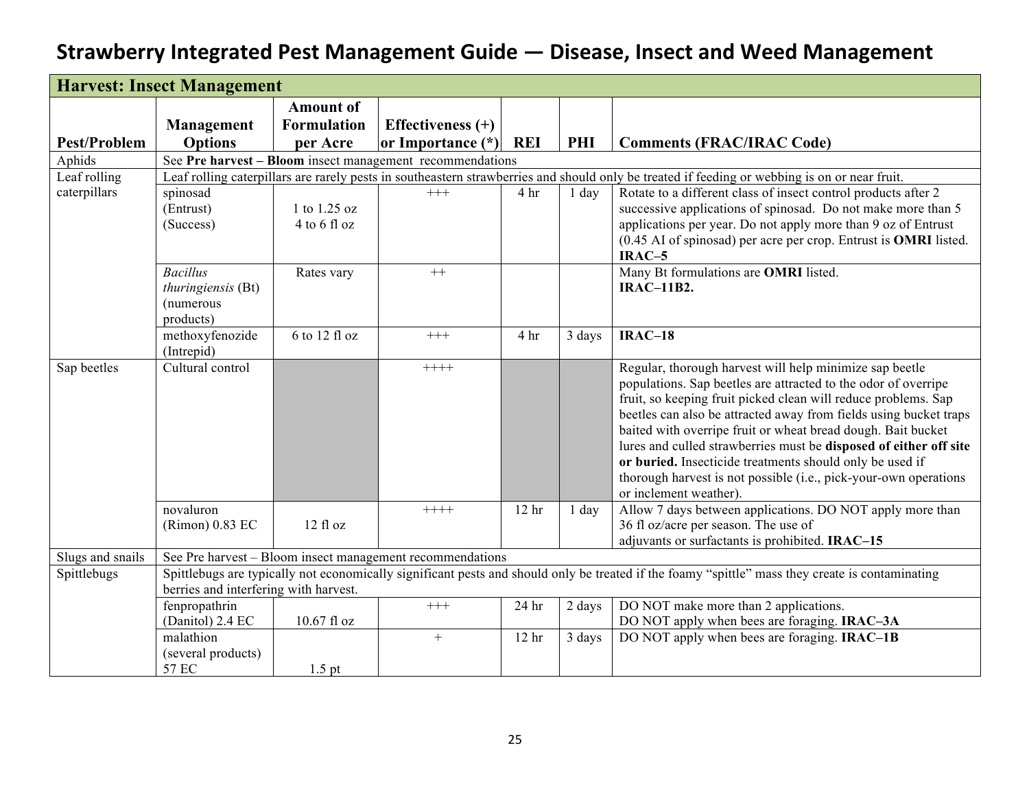# Strawberry Integrated Pest Management Guide — Disease, Insect and Weed Management

| **Harvest: Insect Management** | | | | | | |
|---|---|---|---|---|---|---|
| **Pest/Problem** | **Management Options** | **Amount of Formulation per Acre** | **Effectiveness (+) or Importance (*)** | **REI** | **PHI** | **Comments (FRAC/IRAC Code)** |
| Aphids | See **Pre harvest – Bloom** insect management recommendations | | | | | |
| Leaf rolling caterpillars | Leaf rolling caterpillars are rarely pests in southeastern strawberries and should only be treated if feeding or webbing is on or near fruit. | | | | | |
| | spinosad (Entrust) (Success) | 1 to 1.25 oz 4 to 6 fl oz | +++ | 4 hr | 1 day | Rotate to a different class of insect control products after 2 successive applications of spinosad. Do not make more than 5 applications per year. Do not apply more than 9 oz of Entrust (0.45 AI of spinosad) per acre per crop. Entrust is **OMRI** listed. **IRAC–5** |
| | *Bacillus thuringiensis* (Bt) (numerous products) | Rates vary | ++ | | | Many Bt formulations are **OMRI** listed. **IRAC–11B2.** |
| | methoxyfenozide (Intrepid) | 6 to 12 fl oz | +++ | 4 hr | 3 days | **IRAC–18** |
| Sap beetles | Cultural control | | ++++ | | | Regular, thorough harvest will help minimize sap beetle populations. Sap beetles are attracted to the odor of overripe fruit, so keeping fruit picked clean will reduce problems. Sap beetles can also be attracted away from fields using bucket traps baited with overripe fruit or wheat bread dough. Bait bucket lures and culled strawberries must be **disposed of either off site or buried.** Insecticide treatments should only be used if thorough harvest is not possible (i.e., pick-your-own operations or inclement weather). |
| | novaluron (Rimon) 0.83 EC | 12 fl oz | ++++ | 12 hr | 1 day | Allow 7 days between applications. DO NOT apply more than 36 fl oz/acre per season. The use of adjuvants or surfactants is prohibited. **IRAC–15** |
| Slugs and snails | See Pre harvest – Bloom insect management recommendations | | | | | |
| Spittlebugs | Spittlebugs are typically not economically significant pests and should only be treated if the foamy "spittle" mass they create is contaminating berries and interfering with harvest. | | | | | |
| | fenpropathrin (Danitol) 2.4 EC | 10.67 fl oz | +++ | 24 hr | 2 days | DO NOT make more than 2 applications. DO NOT apply when bees are foraging. **IRAC–3A** |
| | malathion (several products) 57 EC | 1.5 pt | + | 12 hr | 3 days | DO NOT apply when bees are foraging. **IRAC–1B** |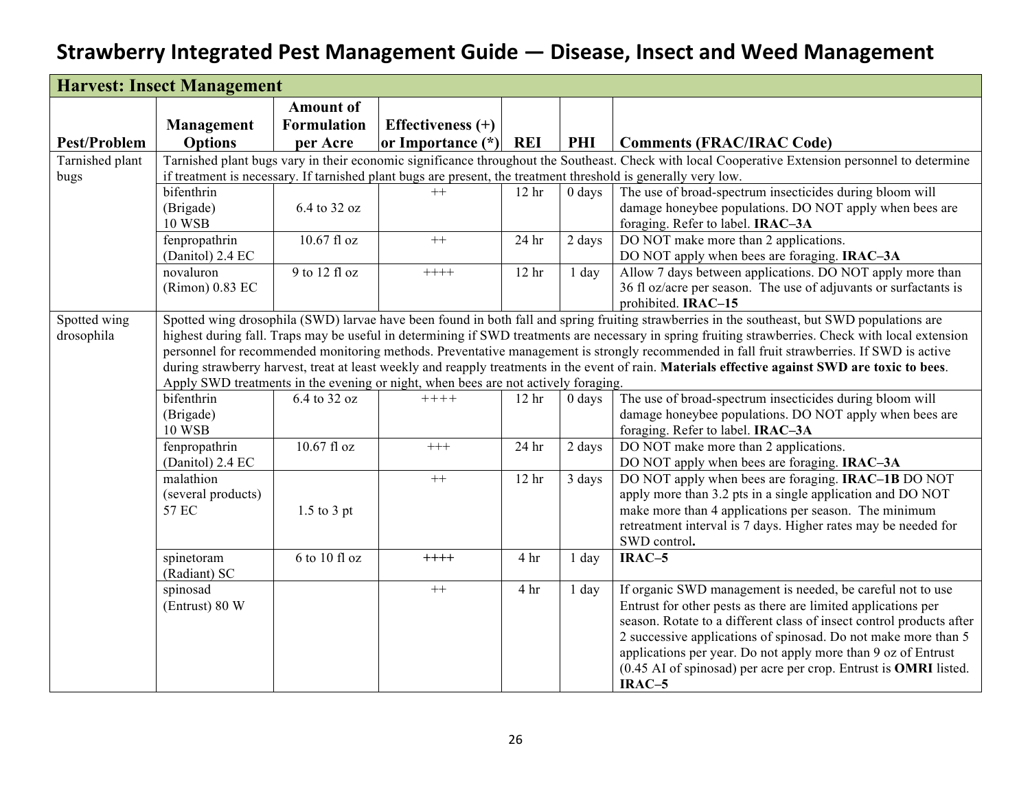# Strawberry Integrated Pest Management Guide — Disease, Insect and Weed Management

| Harvest: Insect Management | | | | | | |
|---|---|---|---|---|---|---|
| **Pest/Problem** | **Management Options** | **Amount of Formulation per Acre** | **Effectiveness (+) or Importance (*)** | **REI** | **PHI** | **Comments (FRAC/IRAC Code)** |
| Tarnished plant bugs | Tarnished plant bugs vary in their economic significance throughout the Southeast. Check with local Cooperative Extension personnel to determine if treatment is necessary. If tarnished plant bugs are present, the treatment threshold is generally very low. | | | | | |
| | bifenthrin (Brigade) 10 WSB | 6.4 to 32 oz | ++ | 12 hr | 0 days | The use of broad-spectrum insecticides during bloom will damage honeybee populations. DO NOT apply when bees are foraging. Refer to label. **IRAC–3A** |
| | fenpropathrin (Danitol) 2.4 EC | 10.67 fl oz | ++ | 24 hr | 2 days | DO NOT make more than 2 applications. DO NOT apply when bees are foraging. **IRAC–3A** |
| | novaluron (Rimon) 0.83 EC | 9 to 12 fl oz | ++++ | 12 hr | 1 day | Allow 7 days between applications. DO NOT apply more than 36 fl oz/acre per season. The use of adjuvants or surfactants is prohibited. **IRAC–15** |
| Spotted wing drosophila | Spotted wing drosophila (SWD) larvae have been found in both fall and spring fruiting strawberries in the southeast, but SWD populations are highest during fall. Traps may be useful in determining if SWD treatments are necessary in spring fruiting strawberries. Check with local extension personnel for recommended monitoring methods. Preventative management is strongly recommended in fall fruit strawberries. If SWD is active during strawberry harvest, treat at least weekly and reapply treatments in the event of rain. **Materials effective against SWD are toxic to bees**. Apply SWD treatments in the evening or night, when bees are not actively foraging. | | | | | |
| | bifenthrin (Brigade) 10 WSB | 6.4 to 32 oz | ++++ | 12 hr | 0 days | The use of broad-spectrum insecticides during bloom will damage honeybee populations. DO NOT apply when bees are foraging. Refer to label. **IRAC–3A** |
| | fenpropathrin (Danitol) 2.4 EC | 10.67 fl oz | +++ | 24 hr | 2 days | DO NOT make more than 2 applications. DO NOT apply when bees are foraging. **IRAC–3A** |
| | malathion (several products) 57 EC | 1.5 to 3 pt | ++ | 12 hr | 3 days | DO NOT apply when bees are foraging. **IRAC–1B** DO NOT apply more than 3.2 pts in a single application and DO NOT make more than 4 applications per season. The minimum retreatment interval is 7 days. Higher rates may be needed for SWD control. |
| | spinetoram (Radiant) SC | 6 to 10 fl oz | ++++ | 4 hr | 1 day | **IRAC–5** |
| | spinosad (Entrust) 80 W | | ++ | 4 hr | 1 day | If organic SWD management is needed, be careful not to use Entrust for other pests as there are limited applications per season. Rotate to a different class of insect control products after 2 successive applications of spinosad. Do not make more than 5 applications per year. Do not apply more than 9 oz of Entrust (0.45 AI of spinosad) per acre per crop. Entrust is **OMRI** listed. **IRAC–5** |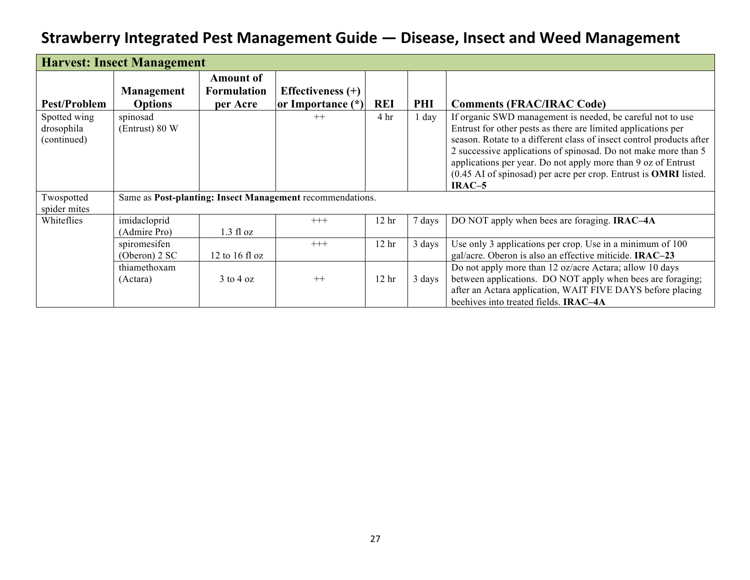## Strawberry Integrated Pest Management Guide — Disease, Insect and Weed Management

| Harvest: Insect Management | | | | | | |
|---|---|---|---|---|---|---|
| **Pest/Problem** | **Management Options** | **Amount of Formulation per Acre** | **Effectiveness (+) or Importance (*)** | **REI** | **PHI** | **Comments (FRAC/IRAC Code)** |
| Spotted wing drosophila (continued) | spinosad (Entrust) 80 W | | ++ | 4 hr | 1 day | If organic SWD management is needed, be careful not to use Entrust for other pests as there are limited applications per season. Rotate to a different class of insect control products after 2 successive applications of spinosad. Do not make more than 5 applications per year. Do not apply more than 9 oz of Entrust (0.45 AI of spinosad) per acre per crop. Entrust is **OMRI** listed. **IRAC–5** |
| Twospotted spider mites | Same as **Post-planting: Insect Management** recommendations. | | | | | |
| Whiteflies | imidacloprid (Admire Pro) | 1.3 fl oz | +++ | 12 hr | 7 days | DO NOT apply when bees are foraging. **IRAC–4A** |
| | spiromesifen (Oberon) 2 SC | 12 to 16 fl oz | +++ | 12 hr | 3 days | Use only 3 applications per crop. Use in a minimum of 100 gal/acre. Oberon is also an effective miticide. **IRAC–23** |
| | thiamethoxam (Actara) | 3 to 4 oz | ++ | 12 hr | 3 days | Do not apply more than 12 oz/acre Actara; allow 10 days between applications. DO NOT apply when bees are foraging; after an Actara application, WAIT FIVE DAYS before placing beehives into treated fields. **IRAC–4A** |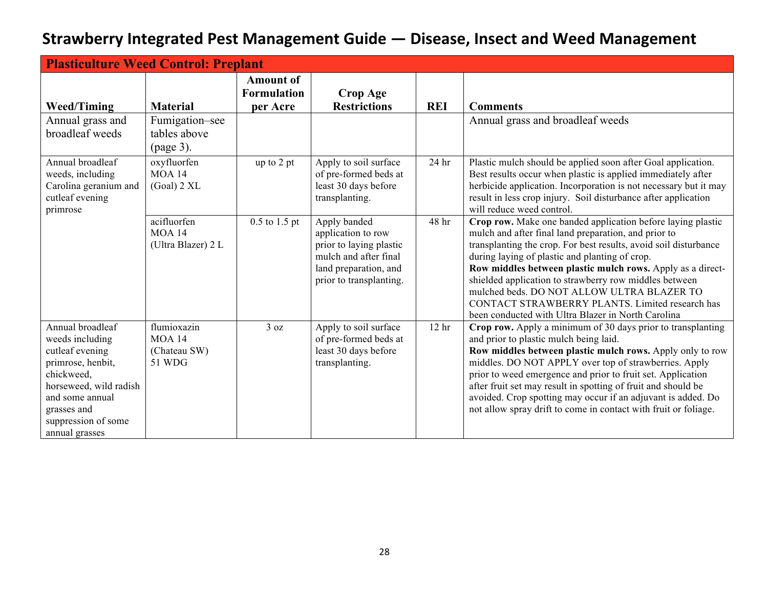# Strawberry Integrated Pest Management Guide — Disease, Insect and Weed Management

| Plasticulture Weed Control: Preplant | | | | | |
|---|---|---|---|---|---|
| **Weed/Timing** | **Material** | **Amount of Formulation per Acre** | **Crop Age Restrictions** | **REI** | **Comments** |
| Annual grass and broadleaf weeds | Fumigation–see tables above (page 3). | | | | Annual grass and broadleaf weeds |
| Annual broadleaf weeds, including Carolina geranium and cutleaf evening primrose | oxyfluorfen MOA 14 (Goal) 2 XL | up to 2 pt | Apply to soil surface of pre-formed beds at least 30 days before transplanting. | 24 hr | Plastic mulch should be applied soon after Goal application. Best results occur when plastic is applied immediately after herbicide application. Incorporation is not necessary but it may result in less crop injury. Soil disturbance after application will reduce weed control. |
| | acifluorfen MOA 14 (Ultra Blazer) 2 L | 0.5 to 1.5 pt | Apply banded application to row prior to laying plastic mulch and after final land preparation, and prior to transplanting. | 48 hr | **Crop row.** Make one banded application before laying plastic mulch and after final land preparation, and prior to transplanting the crop. For best results, avoid soil disturbance during laying of plastic and planting of crop. **Row middles between plastic mulch rows.** Apply as a direct-shielded application to strawberry row middles between mulched beds. DO NOT ALLOW ULTRA BLAZER TO CONTACT STRAWBERRY PLANTS. Limited research has been conducted with Ultra Blazer in North Carolina |
| Annual broadleaf weeds including cutleaf evening primrose, henbit, chickweed, horseweed, wild radish and some annual grasses and suppression of some annual grasses | flumioxazin MOA 14 (Chateau SW) 51 WDG | 3 oz | Apply to soil surface of pre-formed beds at least 30 days before transplanting. | 12 hr | **Crop row.** Apply a minimum of 30 days prior to transplanting and prior to plastic mulch being laid. **Row middles between plastic mulch rows.** Apply only to row middles. DO NOT APPLY over top of strawberries. Apply prior to weed emergence and prior to fruit set. Application after fruit set may result in spotting of fruit and should be avoided. Crop spotting may occur if an adjuvant is added. Do not allow spray drift to come in contact with fruit or foliage. |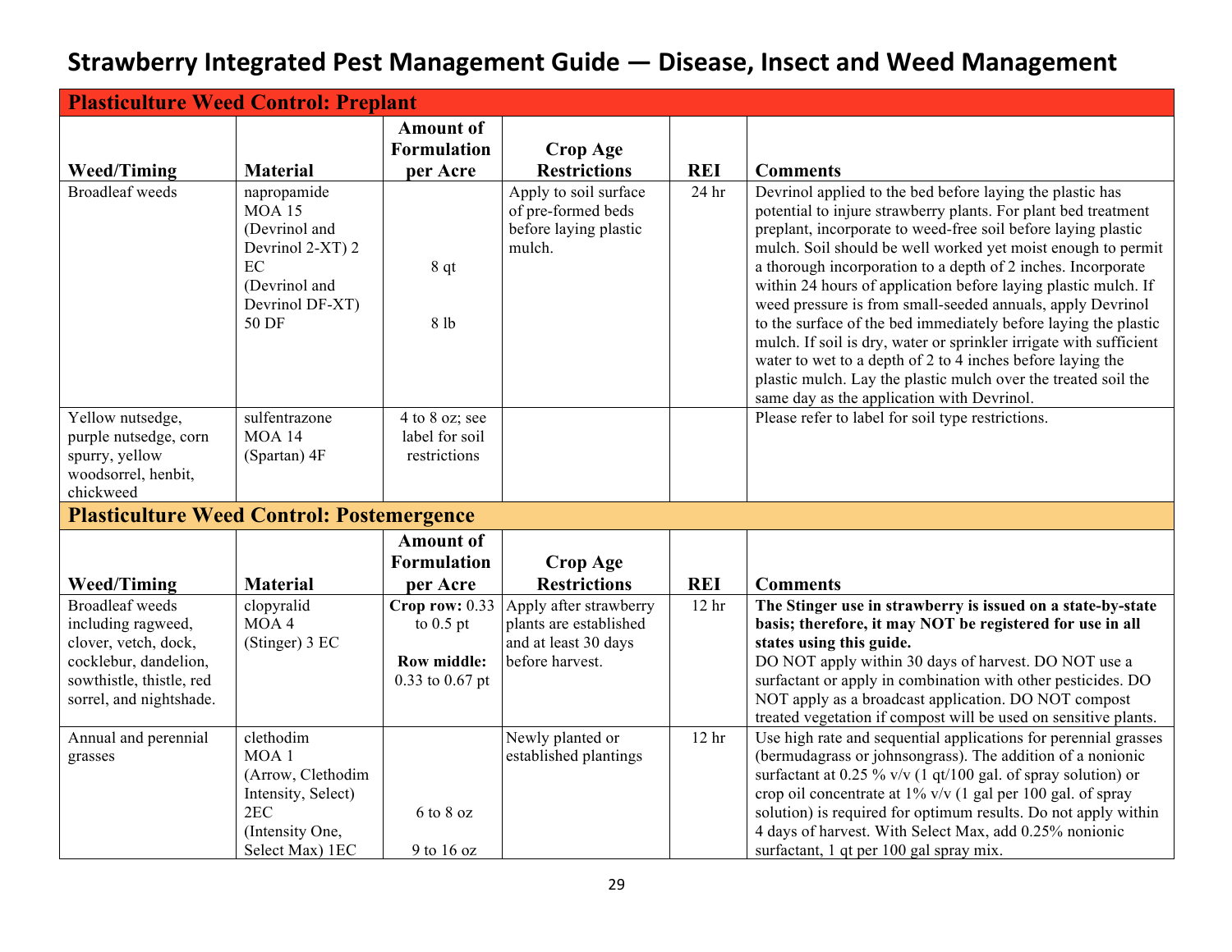# Strawberry Integrated Pest Management Guide — Disease, Insect and Weed Management

| **Plasticulture Weed Control: Preplant** | | | | | |
|---|---|---|---|---|---|
| **Weed/Timing** | **Material** | **Amount of Formulation per Acre** | **Crop Age Restrictions** | **REI** | **Comments** |
| Broadleaf weeds | napropamide MOA 15 (Devrinol and Devrinol 2-XT) 2 EC (Devrinol and Devrinol DF-XT) 50 DF | 8 qt<br>8 lb | Apply to soil surface of pre-formed beds before laying plastic mulch. | 24 hr | Devrinol applied to the bed before laying the plastic has potential to injure strawberry plants. For plant bed treatment preplant, incorporate to weed-free soil before laying plastic mulch. Soil should be well worked yet moist enough to permit a thorough incorporation to a depth of 2 inches. Incorporate within 24 hours of application before laying plastic mulch. If weed pressure is from small-seeded annuals, apply Devrinol to the surface of the bed immediately before laying the plastic mulch. If soil is dry, water or sprinkler irrigate with sufficient water to wet to a depth of 2 to 4 inches before laying the plastic mulch. Lay the plastic mulch over the treated soil the same day as the application with Devrinol. |
| Yellow nutsedge, purple nutsedge, corn spurry, yellow woodsorrel, henbit, chickweed | sulfentrazone MOA 14 (Spartan) 4F | 4 to 8 oz; see label for soil restrictions | | | Please refer to label for soil type restrictions. |

| **Plasticulture Weed Control: Postemergence** | | | | | |
|---|---|---|---|---|---|
| **Weed/Timing** | **Material** | **Amount of Formulation per Acre** | **Crop Age Restrictions** | **REI** | **Comments** |
| Broadleaf weeds including ragweed, clover, vetch, dock, cocklebur, dandelion, sowthistle, thistle, red sorrel, and nightshade. | clopyralid MOA 4 (Stinger) 3 EC | **Crop row:** 0.33 to 0.5 pt<br>**Row middle:** 0.33 to 0.67 pt | Apply after strawberry plants are established and at least 30 days before harvest. | 12 hr | **The Stinger use in strawberry is issued on a state-by-state basis; therefore, it may NOT be registered for use in all states using this guide.** DO NOT apply within 30 days of harvest. DO NOT use a surfactant or apply in combination with other pesticides. DO NOT apply as a broadcast application. DO NOT compost treated vegetation if compost will be used on sensitive plants. |
| Annual and perennial grasses | clethodim MOA 1 (Arrow, Clethodim Intensity, Select) 2EC (Intensity One, Select Max) 1EC | 6 to 8 oz<br>9 to 16 oz | Newly planted or established plantings | 12 hr | Use high rate and sequential applications for perennial grasses (bermudagrass or johnsongrass). The addition of a nonionic surfactant at 0.25 % v/v (1 qt/100 gal. of spray solution) or crop oil concentrate at 1% v/v (1 gal per 100 gal. of spray solution) is required for optimum results. Do not apply within 4 days of harvest. With Select Max, add 0.25% nonionic surfactant, 1 qt per 100 gal spray mix. |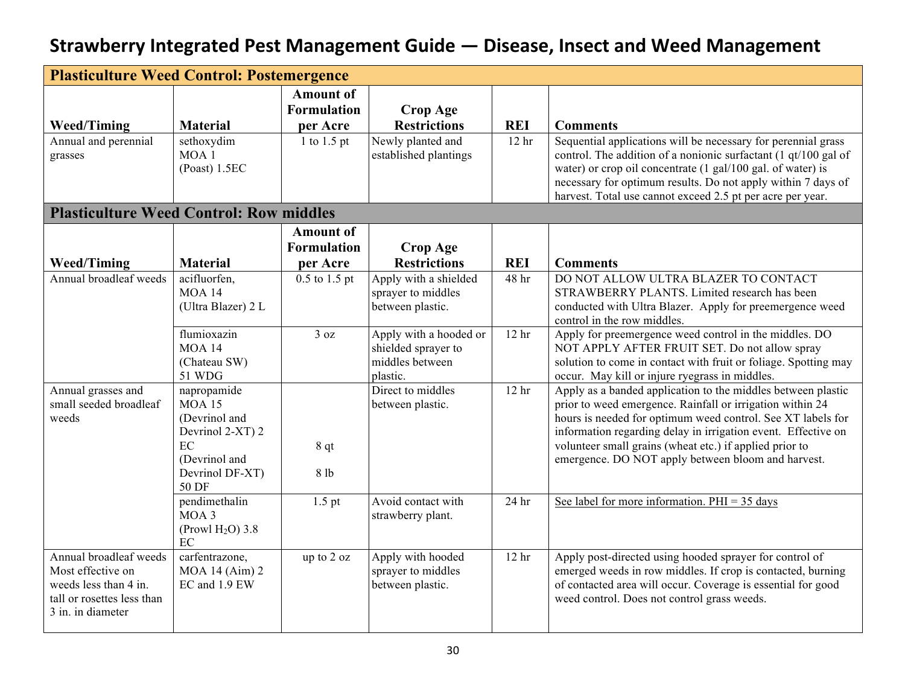# Strawberry Integrated Pest Management Guide — Disease, Insect and Weed Management

## Plasticulture Weed Control: Postemergence

| Weed/Timing | Material | Amount of Formulation per Acre | Crop Age Restrictions | REI | Comments |
|---|---|---|---|---|---|
| Annual and perennial grasses | sethoxydim MOA 1 (Poast) 1.5EC | 1 to 1.5 pt | Newly planted and established plantings | 12 hr | Sequential applications will be necessary for perennial grass control. The addition of a nonionic surfactant (1 qt/100 gal of water) or crop oil concentrate (1 gal/100 gal. of water) is necessary for optimum results. Do not apply within 7 days of harvest. Total use cannot exceed 2.5 pt per acre per year. |

## Plasticulture Weed Control: Row middles

| Weed/Timing | Material | Amount of Formulation per Acre | Crop Age Restrictions | REI | Comments |
|---|---|---|---|---|---|
| Annual broadleaf weeds | acifluorfen, MOA 14 (Ultra Blazer) 2 L | 0.5 to 1.5 pt | Apply with a shielded sprayer to middles between plastic. | 48 hr | DO NOT ALLOW ULTRA BLAZER TO CONTACT STRAWBERRY PLANTS. Limited research has been conducted with Ultra Blazer. Apply for preemergence weed control in the row middles. |
| | flumioxazin MOA 14 (Chateau SW) 51 WDG | 3 oz | Apply with a hooded or shielded sprayer to middles between plastic. | 12 hr | Apply for preemergence weed control in the middles. DO NOT APPLY AFTER FRUIT SET. Do not allow spray solution to come in contact with fruit or foliage. Spotting may occur. May kill or injure ryegrass in middles. |
| Annual grasses and small seeded broadleaf weeds | napropamide MOA 15 (Devrinol and Devrinol 2-XT) 2 EC (Devrinol and Devrinol DF-XT) 50 DF | 8 qt<br>8 lb | Direct to middles between plastic. | 12 hr | Apply as a banded application to the middles between plastic prior to weed emergence. Rainfall or irrigation within 24 hours is needed for optimum weed control. See XT labels for information regarding delay in irrigation event. Effective on volunteer small grains (wheat etc.) if applied prior to emergence. DO NOT apply between bloom and harvest. |
| | pendimethalin MOA 3 (Prowl $H_2O$) 3.8 EC | 1.5 pt | Avoid contact with strawberry plant. | 24 hr | See label for more information. PHI = 35 days |
| Annual broadleaf weeds Most effective on weeds less than 4 in. tall or rosettes less than 3 in. in diameter | carfentrazone, MOA 14 (Aim) 2 EC and 1.9 EW | up to 2 oz | Apply with hooded sprayer to middles between plastic. | 12 hr | Apply post-directed using hooded sprayer for control of emerged weeds in row middles. If crop is contacted, burning of contacted area will occur. Coverage is essential for good weed control. Does not control grass weeds. |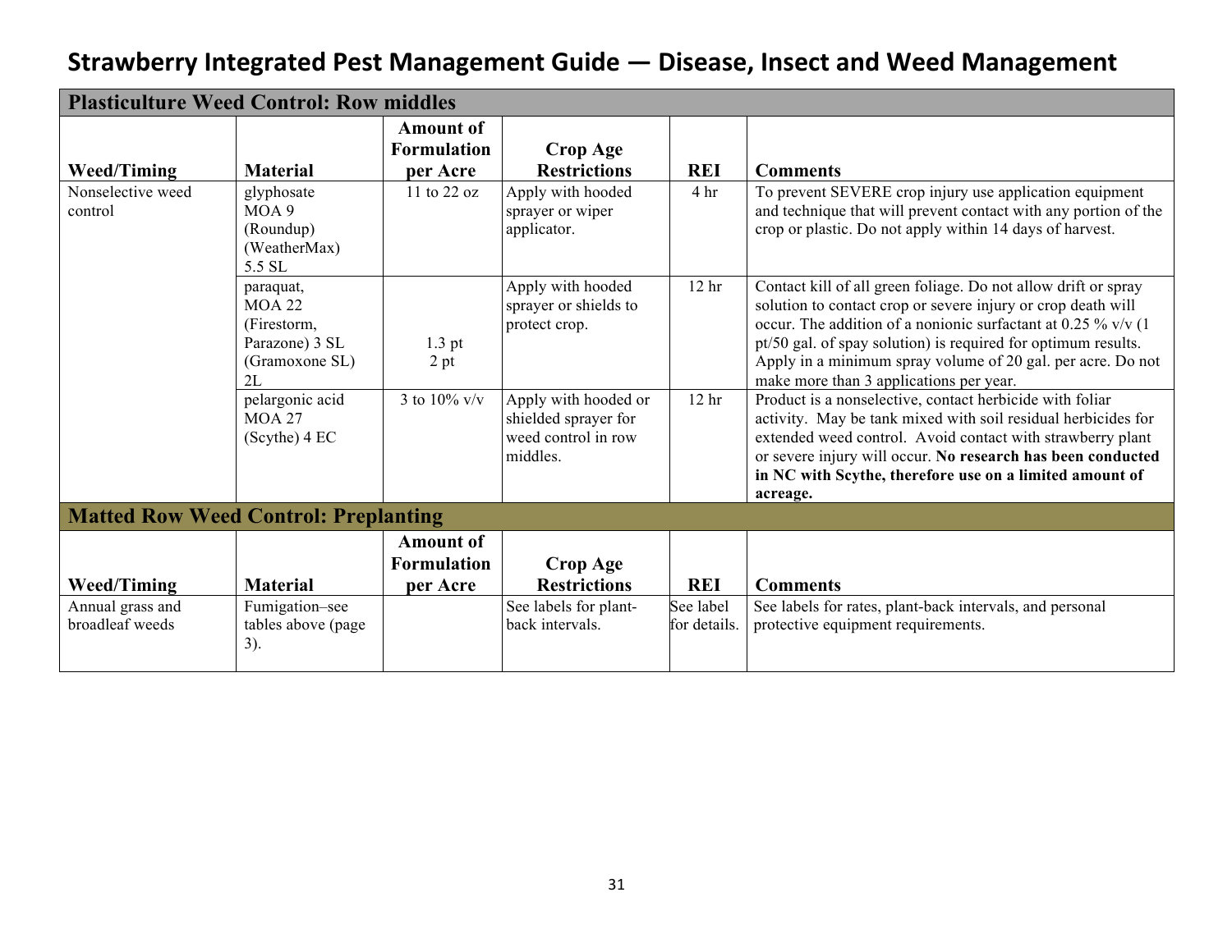# Strawberry Integrated Pest Management Guide — Disease, Insect and Weed Management

| Plasticulture Weed Control: Row middles | | | | | |
|---|---|---|---|---|---|
| **Weed/Timing** | **Material** | **Amount of Formulation per Acre** | **Crop Age Restrictions** | **REI** | **Comments** |
| Nonselective weed control | glyphosate MOA 9 (Roundup) (WeatherMax) 5.5 SL | 11 to 22 oz | Apply with hooded sprayer or wiper applicator. | 4 hr | To prevent SEVERE crop injury use application equipment and technique that will prevent contact with any portion of the crop or plastic. Do not apply within 14 days of harvest. |
| | paraquat, MOA 22 (Firestorm, Parazone) 3 SL (Gramoxone SL) 2L | 1.3 pt<br>2 pt | Apply with hooded sprayer or shields to protect crop. | 12 hr | Contact kill of all green foliage. Do not allow drift or spray solution to contact crop or severe injury or crop death will occur. The addition of a nonionic surfactant at 0.25 % v/v (1 pt/50 gal. of spay solution) is required for optimum results. Apply in a minimum spray volume of 20 gal. per acre. Do not make more than 3 applications per year. |
| | pelargonic acid MOA 27 (Scythe) 4 EC | 3 to 10% v/v | Apply with hooded or shielded sprayer for weed control in row middles. | 12 hr | Product is a nonselective, contact herbicide with foliar activity. May be tank mixed with soil residual herbicides for extended weed control. Avoid contact with strawberry plant or severe injury will occur. **No research has been conducted in NC with Scythe, therefore use on a limited amount of acreage.** |

| Matted Row Weed Control: Preplanting | | | | | |
|---|---|---|---|---|---|
| **Weed/Timing** | **Material** | **Amount of Formulation per Acre** | **Crop Age Restrictions** | **REI** | **Comments** |
| Annual grass and broadleaf weeds | Fumigation–see tables above (page 3). | | See labels for plant-back intervals. | See label for details. | See labels for rates, plant-back intervals, and personal protective equipment requirements. |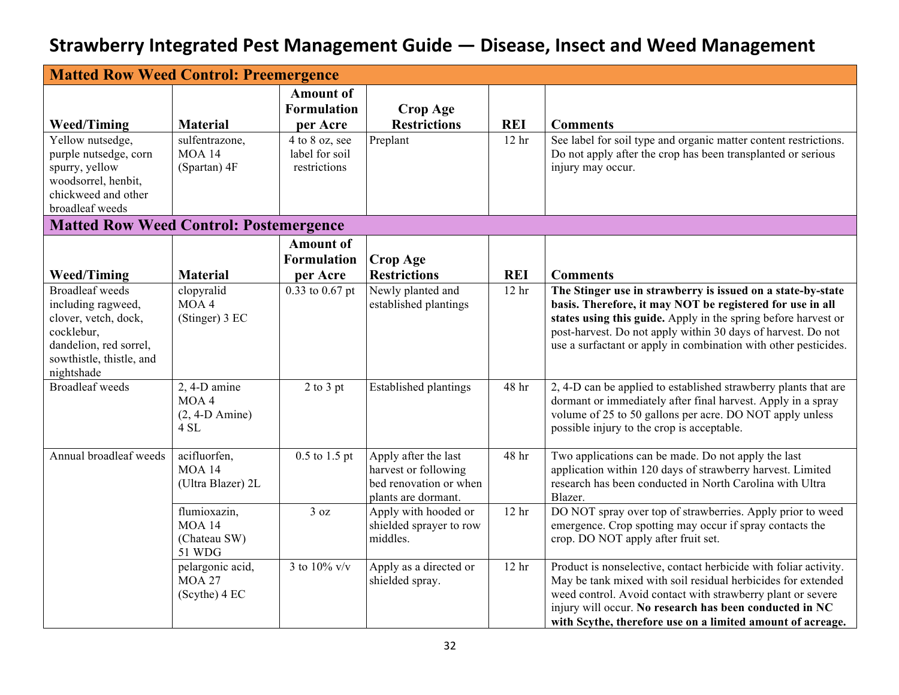# Strawberry Integrated Pest Management Guide — Disease, Insect and Weed Management

## Matted Row Weed Control: Preemergence

| Weed/Timing | Material | Amount of Formulation per Acre | Crop Age Restrictions | REI | Comments |
|---|---|---|---|---|---|
| Yellow nutsedge, purple nutsedge, corn spurry, yellow woodsorrel, henbit, chickweed and other broadleaf weeds | sulfentrazone, MOA 14 (Spartan) 4F | 4 to 8 oz, see label for soil restrictions | Preplant | 12 hr | See label for soil type and organic matter content restrictions. Do not apply after the crop has been transplanted or serious injury may occur. |

## Matted Row Weed Control: Postemergence

| Weed/Timing | Material | Amount of Formulation per Acre | Crop Age Restrictions | REI | Comments |
|---|---|---|---|---|---|
| Broadleaf weeds including ragweed, clover, vetch, dock, cocklebur, dandelion, red sorrel, sowthistle, thistle, and nightshade | clopyralid MOA 4 (Stinger) 3 EC | 0.33 to 0.67 pt | Newly planted and established plantings | 12 hr | **The Stinger use in strawberry is issued on a state-by-state basis. Therefore, it may NOT be registered for use in all states using this guide.** Apply in the spring before harvest or post-harvest. Do not apply within 30 days of harvest. Do not use a surfactant or apply in combination with other pesticides. |
| Broadleaf weeds | 2, 4-D amine MOA 4 (2, 4-D Amine) 4 SL | 2 to 3 pt | Established plantings | 48 hr | 2, 4-D can be applied to established strawberry plants that are dormant or immediately after final harvest. Apply in a spray volume of 25 to 50 gallons per acre. DO NOT apply unless possible injury to the crop is acceptable. |
| Annual broadleaf weeds | acifluorfen, MOA 14 (Ultra Blazer) 2L | 0.5 to 1.5 pt | Apply after the last harvest or following bed renovation or when plants are dormant. | 48 hr | Two applications can be made. Do not apply the last application within 120 days of strawberry harvest. Limited research has been conducted in North Carolina with Ultra Blazer. |
| | flumioxazin, MOA 14 (Chateau SW) 51 WDG | 3 oz | Apply with hooded or shielded sprayer to row middles. | 12 hr | DO NOT spray over top of strawberries. Apply prior to weed emergence. Crop spotting may occur if spray contacts the crop. DO NOT apply after fruit set. |
| | pelargonic acid, MOA 27 (Scythe) 4 EC | 3 to 10% v/v | Apply as a directed or shielded spray. | 12 hr | Product is nonselective, contact herbicide with foliar activity. May be tank mixed with soil residual herbicides for extended weed control. Avoid contact with strawberry plant or severe injury will occur. **No research has been conducted in NC with Scythe, therefore use on a limited amount of acreage.** |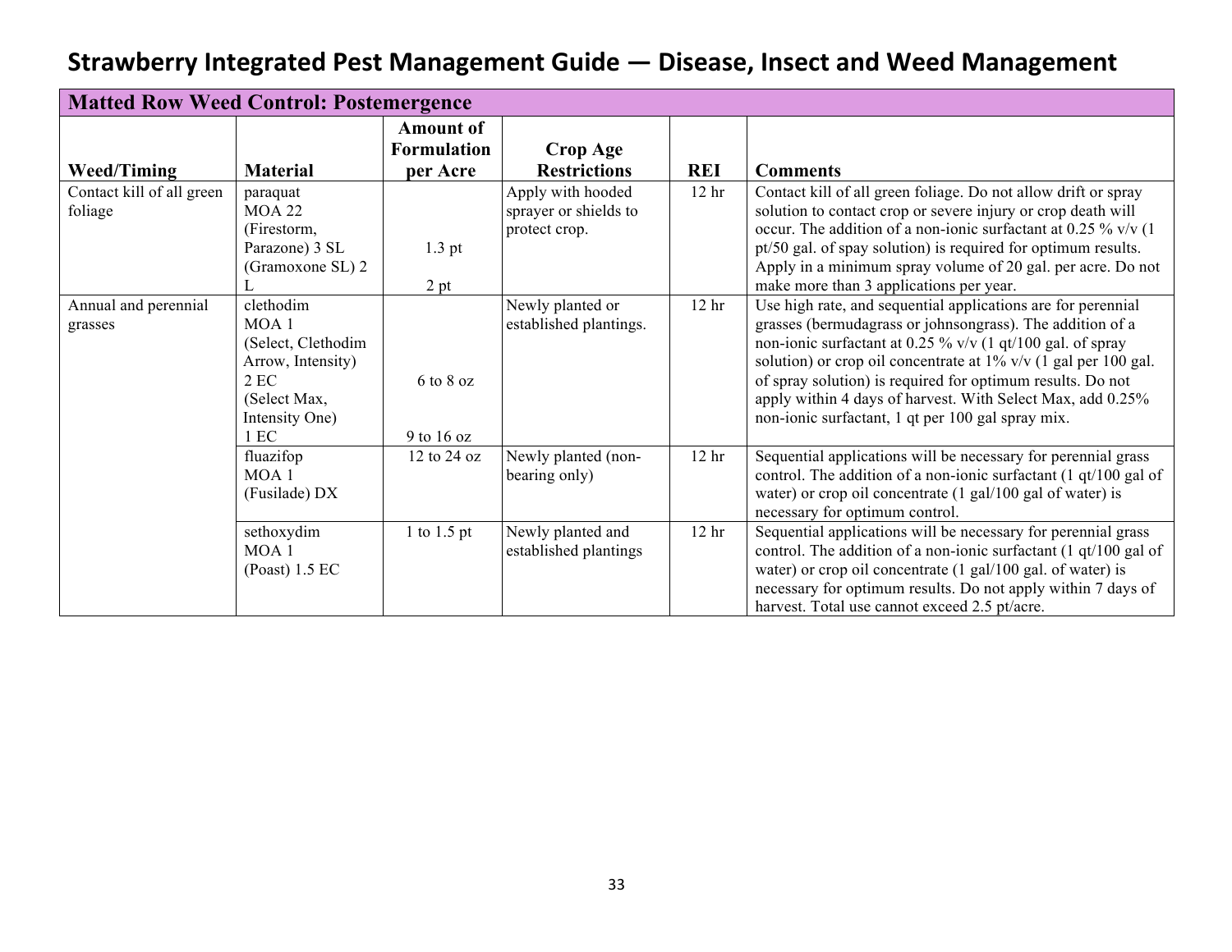# Strawberry Integrated Pest Management Guide — Disease, Insect and Weed Management

| Matted Row Weed Control: Postemergence | | | | | |
|---|---|---|---|---|---|
| **Weed/Timing** | **Material** | **Amount of Formulation per Acre** | **Crop Age Restrictions** | **REI** | **Comments** |
| Contact kill of all green foliage | paraquat MOA 22 (Firestorm, Parazone) 3 SL (Gramoxone SL) 2 L | 1.3 pt<br>2 pt | Apply with hooded sprayer or shields to protect crop. | 12 hr | Contact kill of all green foliage. Do not allow drift or spray solution to contact crop or severe injury or crop death will occur. The addition of a non-ionic surfactant at 0.25 % v/v (1 pt/50 gal. of spay solution) is required for optimum results. Apply in a minimum spray volume of 20 gal. per acre. Do not make more than 3 applications per year. |
| Annual and perennial grasses | clethodim MOA 1 (Select, Clethodim Arrow, Intensity) 2 EC (Select Max, Intensity One) 1 EC | 6 to 8 oz<br>9 to 16 oz | Newly planted or established plantings. | 12 hr | Use high rate, and sequential applications are for perennial grasses (bermudagrass or johnsongrass). The addition of a non-ionic surfactant at 0.25 % v/v (1 qt/100 gal. of spray solution) or crop oil concentrate at 1% v/v (1 gal per 100 gal. of spray solution) is required for optimum results. Do not apply within 4 days of harvest. With Select Max, add 0.25% non-ionic surfactant, 1 qt per 100 gal spray mix. |
| | fluazifop MOA 1 (Fusilade) DX | 12 to 24 oz | Newly planted (non-bearing only) | 12 hr | Sequential applications will be necessary for perennial grass control. The addition of a non-ionic surfactant (1 qt/100 gal of water) or crop oil concentrate (1 gal/100 gal of water) is necessary for optimum control. |
| | sethoxydim MOA 1 (Poast) 1.5 EC | 1 to 1.5 pt | Newly planted and established plantings | 12 hr | Sequential applications will be necessary for perennial grass control. The addition of a non-ionic surfactant (1 qt/100 gal of water) or crop oil concentrate (1 gal/100 gal. of water) is necessary for optimum results. Do not apply within 7 days of harvest. Total use cannot exceed 2.5 pt/acre. |